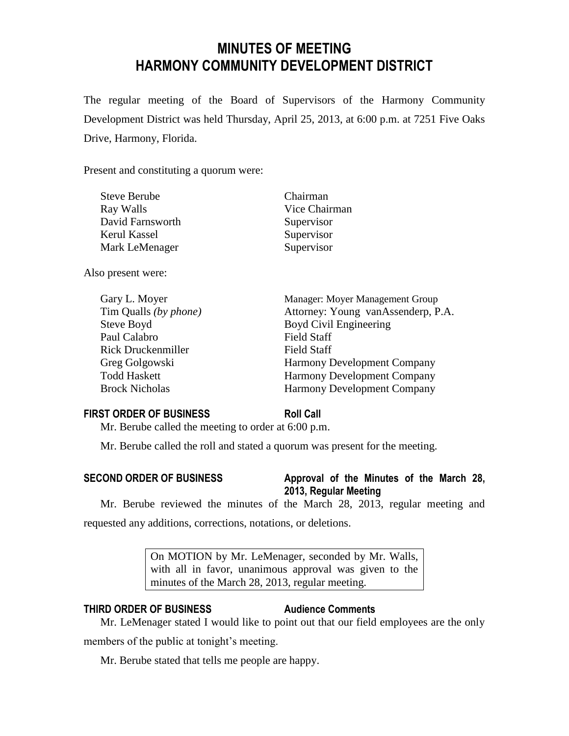# MINUTES OF MEETING
# HARMONY COMMUNITY DEVELOPMENT DISTRICT

The regular meeting of the Board of Supervisors of the Harmony Community Development District was held Thursday, April 25, 2013, at 6:00 p.m. at 7251 Five Oaks Drive, Harmony, Florida.

Present and constituting a quorum were:

| | |
|---|---|
| Steve Berube | Chairman |
| Ray Walls | Vice Chairman |
| David Farnsworth | Supervisor |
| Kerul Kassel | Supervisor |
| Mark LeMenager | Supervisor |

Also present were:

| | |
|---|---|
| Gary L. Moyer | Manager: Moyer Management Group |
| Tim Qualls *(by phone)* | Attorney: Young vanAssenderp, P.A. |
| Steve Boyd | Boyd Civil Engineering |
| Paul Calabro | Field Staff |
| Rick Druckenmiller | Field Staff |
| Greg Golgowski | Harmony Development Company |
| Todd Haskett | Harmony Development Company |
| Brock Nicholas | Harmony Development Company |

**FIRST ORDER OF BUSINESS** **Roll Call**

Mr. Berube called the meeting to order at 6:00 p.m.

Mr. Berube called the roll and stated a quorum was present for the meeting.

**SECOND ORDER OF BUSINESS** **Approval of the Minutes of the March 28, 2013, Regular Meeting**

Mr. Berube reviewed the minutes of the March 28, 2013, regular meeting and requested any additions, corrections, notations, or deletions.

> On MOTION by Mr. LeMenager, seconded by Mr. Walls, with all in favor, unanimous approval was given to the minutes of the March 28, 2013, regular meeting.

**THIRD ORDER OF BUSINESS** **Audience Comments**

Mr. LeMenager stated I would like to point out that our field employees are the only members of the public at tonight's meeting.

Mr. Berube stated that tells me people are happy.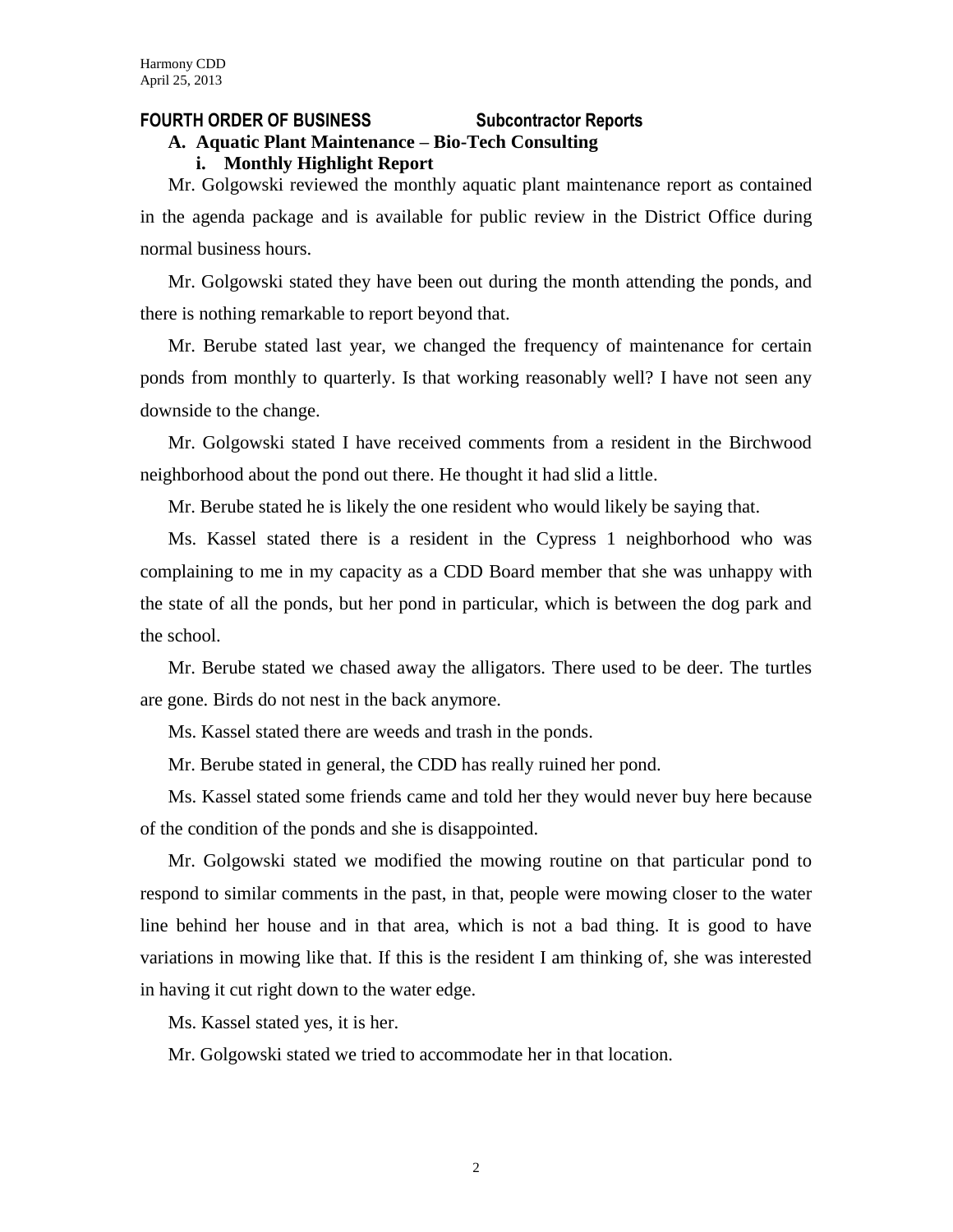**FOURTH ORDER OF BUSINESS** **Subcontractor Reports**

**A. Aquatic Plant Maintenance – Bio-Tech Consulting**

**i. Monthly Highlight Report**

Mr. Golgowski reviewed the monthly aquatic plant maintenance report as contained in the agenda package and is available for public review in the District Office during normal business hours.

Mr. Golgowski stated they have been out during the month attending the ponds, and there is nothing remarkable to report beyond that.

Mr. Berube stated last year, we changed the frequency of maintenance for certain ponds from monthly to quarterly. Is that working reasonably well? I have not seen any downside to the change.

Mr. Golgowski stated I have received comments from a resident in the Birchwood neighborhood about the pond out there. He thought it had slid a little.

Mr. Berube stated he is likely the one resident who would likely be saying that.

Ms. Kassel stated there is a resident in the Cypress 1 neighborhood who was complaining to me in my capacity as a CDD Board member that she was unhappy with the state of all the ponds, but her pond in particular, which is between the dog park and the school.

Mr. Berube stated we chased away the alligators. There used to be deer. The turtles are gone. Birds do not nest in the back anymore.

Ms. Kassel stated there are weeds and trash in the ponds.

Mr. Berube stated in general, the CDD has really ruined her pond.

Ms. Kassel stated some friends came and told her they would never buy here because of the condition of the ponds and she is disappointed.

Mr. Golgowski stated we modified the mowing routine on that particular pond to respond to similar comments in the past, in that, people were mowing closer to the water line behind her house and in that area, which is not a bad thing. It is good to have variations in mowing like that. If this is the resident I am thinking of, she was interested in having it cut right down to the water edge.

Ms. Kassel stated yes, it is her.

Mr. Golgowski stated we tried to accommodate her in that location.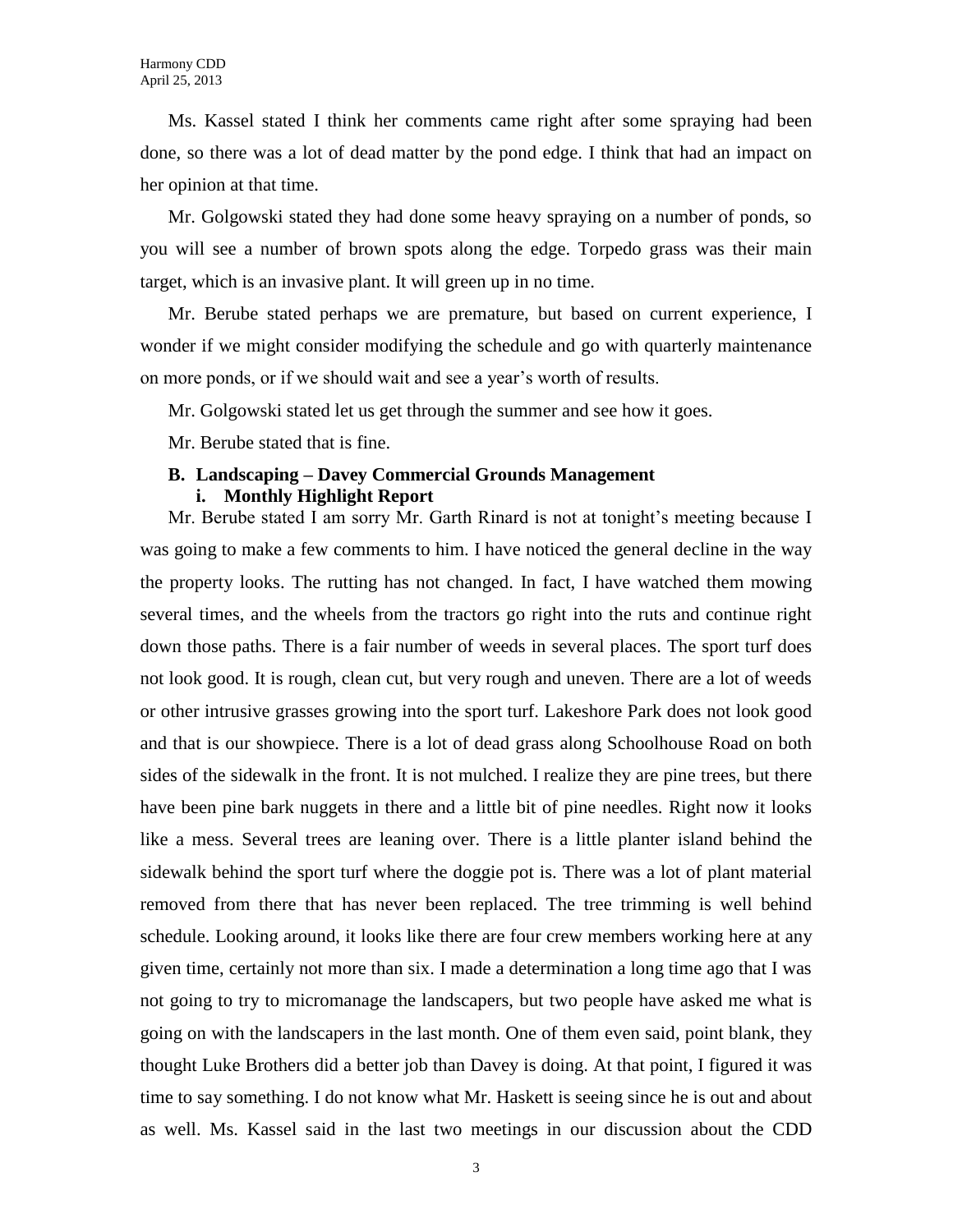Ms. Kassel stated I think her comments came right after some spraying had been done, so there was a lot of dead matter by the pond edge. I think that had an impact on her opinion at that time.

Mr. Golgowski stated they had done some heavy spraying on a number of ponds, so you will see a number of brown spots along the edge. Torpedo grass was their main target, which is an invasive plant. It will green up in no time.

Mr. Berube stated perhaps we are premature, but based on current experience, I wonder if we might consider modifying the schedule and go with quarterly maintenance on more ponds, or if we should wait and see a year's worth of results.

Mr. Golgowski stated let us get through the summer and see how it goes.

Mr. Berube stated that is fine.

**B. Landscaping – Davey Commercial Grounds Management**

**i. Monthly Highlight Report**

Mr. Berube stated I am sorry Mr. Garth Rinard is not at tonight's meeting because I was going to make a few comments to him. I have noticed the general decline in the way the property looks. The rutting has not changed. In fact, I have watched them mowing several times, and the wheels from the tractors go right into the ruts and continue right down those paths. There is a fair number of weeds in several places. The sport turf does not look good. It is rough, clean cut, but very rough and uneven. There are a lot of weeds or other intrusive grasses growing into the sport turf. Lakeshore Park does not look good and that is our showpiece. There is a lot of dead grass along Schoolhouse Road on both sides of the sidewalk in the front. It is not mulched. I realize they are pine trees, but there have been pine bark nuggets in there and a little bit of pine needles. Right now it looks like a mess. Several trees are leaning over. There is a little planter island behind the sidewalk behind the sport turf where the doggie pot is. There was a lot of plant material removed from there that has never been replaced. The tree trimming is well behind schedule. Looking around, it looks like there are four crew members working here at any given time, certainly not more than six. I made a determination a long time ago that I was not going to try to micromanage the landscapers, but two people have asked me what is going on with the landscapers in the last month. One of them even said, point blank, they thought Luke Brothers did a better job than Davey is doing. At that point, I figured it was time to say something. I do not know what Mr. Haskett is seeing since he is out and about as well. Ms. Kassel said in the last two meetings in our discussion about the CDD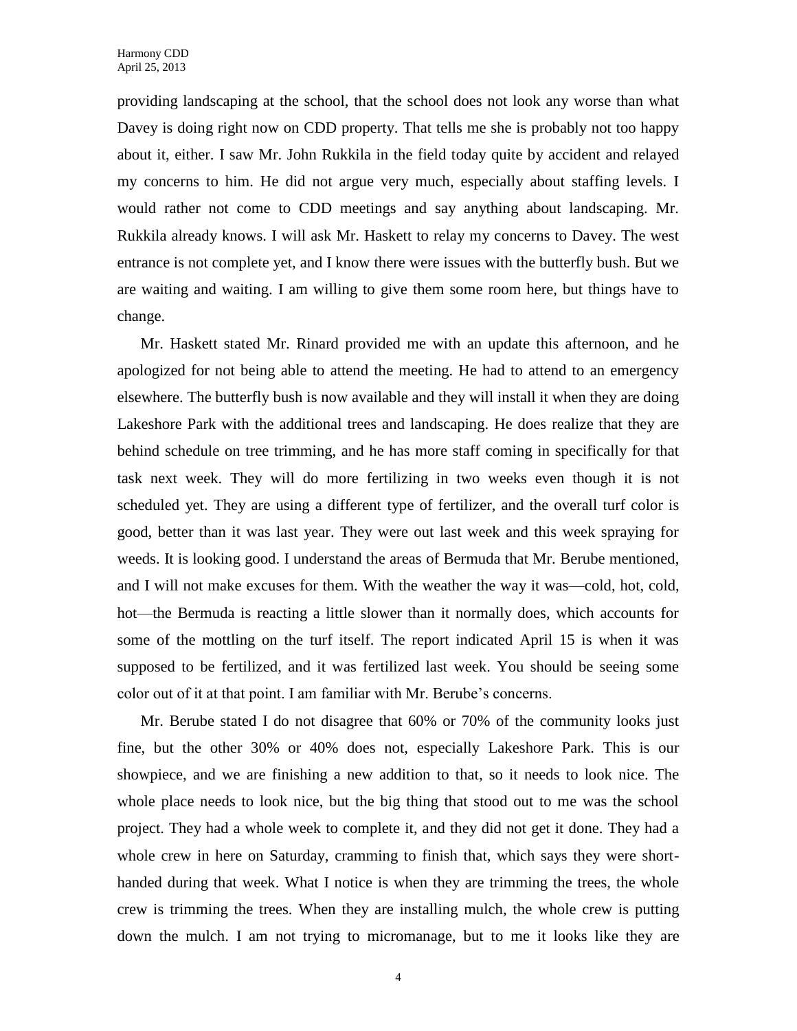providing landscaping at the school, that the school does not look any worse than what Davey is doing right now on CDD property. That tells me she is probably not too happy about it, either. I saw Mr. John Rukkila in the field today quite by accident and relayed my concerns to him. He did not argue very much, especially about staffing levels. I would rather not come to CDD meetings and say anything about landscaping. Mr. Rukkila already knows. I will ask Mr. Haskett to relay my concerns to Davey. The west entrance is not complete yet, and I know there were issues with the butterfly bush. But we are waiting and waiting. I am willing to give them some room here, but things have to change.

Mr. Haskett stated Mr. Rinard provided me with an update this afternoon, and he apologized for not being able to attend the meeting. He had to attend to an emergency elsewhere. The butterfly bush is now available and they will install it when they are doing Lakeshore Park with the additional trees and landscaping. He does realize that they are behind schedule on tree trimming, and he has more staff coming in specifically for that task next week. They will do more fertilizing in two weeks even though it is not scheduled yet. They are using a different type of fertilizer, and the overall turf color is good, better than it was last year. They were out last week and this week spraying for weeds. It is looking good. I understand the areas of Bermuda that Mr. Berube mentioned, and I will not make excuses for them. With the weather the way it was—cold, hot, cold, hot—the Bermuda is reacting a little slower than it normally does, which accounts for some of the mottling on the turf itself. The report indicated April 15 is when it was supposed to be fertilized, and it was fertilized last week. You should be seeing some color out of it at that point. I am familiar with Mr. Berube's concerns.

Mr. Berube stated I do not disagree that 60% or 70% of the community looks just fine, but the other 30% or 40% does not, especially Lakeshore Park. This is our showpiece, and we are finishing a new addition to that, so it needs to look nice. The whole place needs to look nice, but the big thing that stood out to me was the school project. They had a whole week to complete it, and they did not get it done. They had a whole crew in here on Saturday, cramming to finish that, which says they were short-handed during that week. What I notice is when they are trimming the trees, the whole crew is trimming the trees. When they are installing mulch, the whole crew is putting down the mulch. I am not trying to micromanage, but to me it looks like they are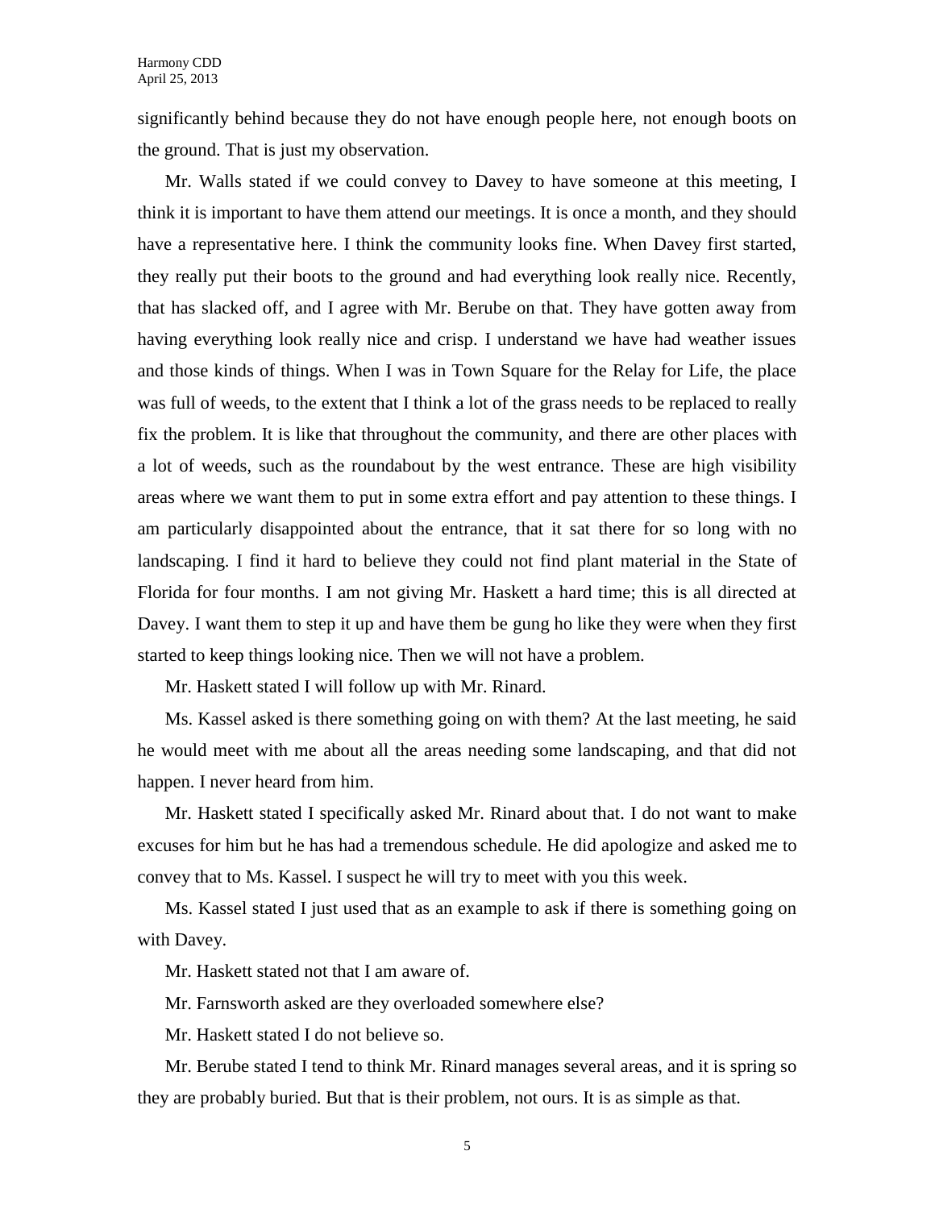significantly behind because they do not have enough people here, not enough boots on the ground. That is just my observation.

Mr. Walls stated if we could convey to Davey to have someone at this meeting, I think it is important to have them attend our meetings. It is once a month, and they should have a representative here. I think the community looks fine. When Davey first started, they really put their boots to the ground and had everything look really nice. Recently, that has slacked off, and I agree with Mr. Berube on that. They have gotten away from having everything look really nice and crisp. I understand we have had weather issues and those kinds of things. When I was in Town Square for the Relay for Life, the place was full of weeds, to the extent that I think a lot of the grass needs to be replaced to really fix the problem. It is like that throughout the community, and there are other places with a lot of weeds, such as the roundabout by the west entrance. These are high visibility areas where we want them to put in some extra effort and pay attention to these things. I am particularly disappointed about the entrance, that it sat there for so long with no landscaping. I find it hard to believe they could not find plant material in the State of Florida for four months. I am not giving Mr. Haskett a hard time; this is all directed at Davey. I want them to step it up and have them be gung ho like they were when they first started to keep things looking nice. Then we will not have a problem.

Mr. Haskett stated I will follow up with Mr. Rinard.

Ms. Kassel asked is there something going on with them? At the last meeting, he said he would meet with me about all the areas needing some landscaping, and that did not happen. I never heard from him.

Mr. Haskett stated I specifically asked Mr. Rinard about that. I do not want to make excuses for him but he has had a tremendous schedule. He did apologize and asked me to convey that to Ms. Kassel. I suspect he will try to meet with you this week.

Ms. Kassel stated I just used that as an example to ask if there is something going on with Davey.

Mr. Haskett stated not that I am aware of.

Mr. Farnsworth asked are they overloaded somewhere else?

Mr. Haskett stated I do not believe so.

Mr. Berube stated I tend to think Mr. Rinard manages several areas, and it is spring so they are probably buried. But that is their problem, not ours. It is as simple as that.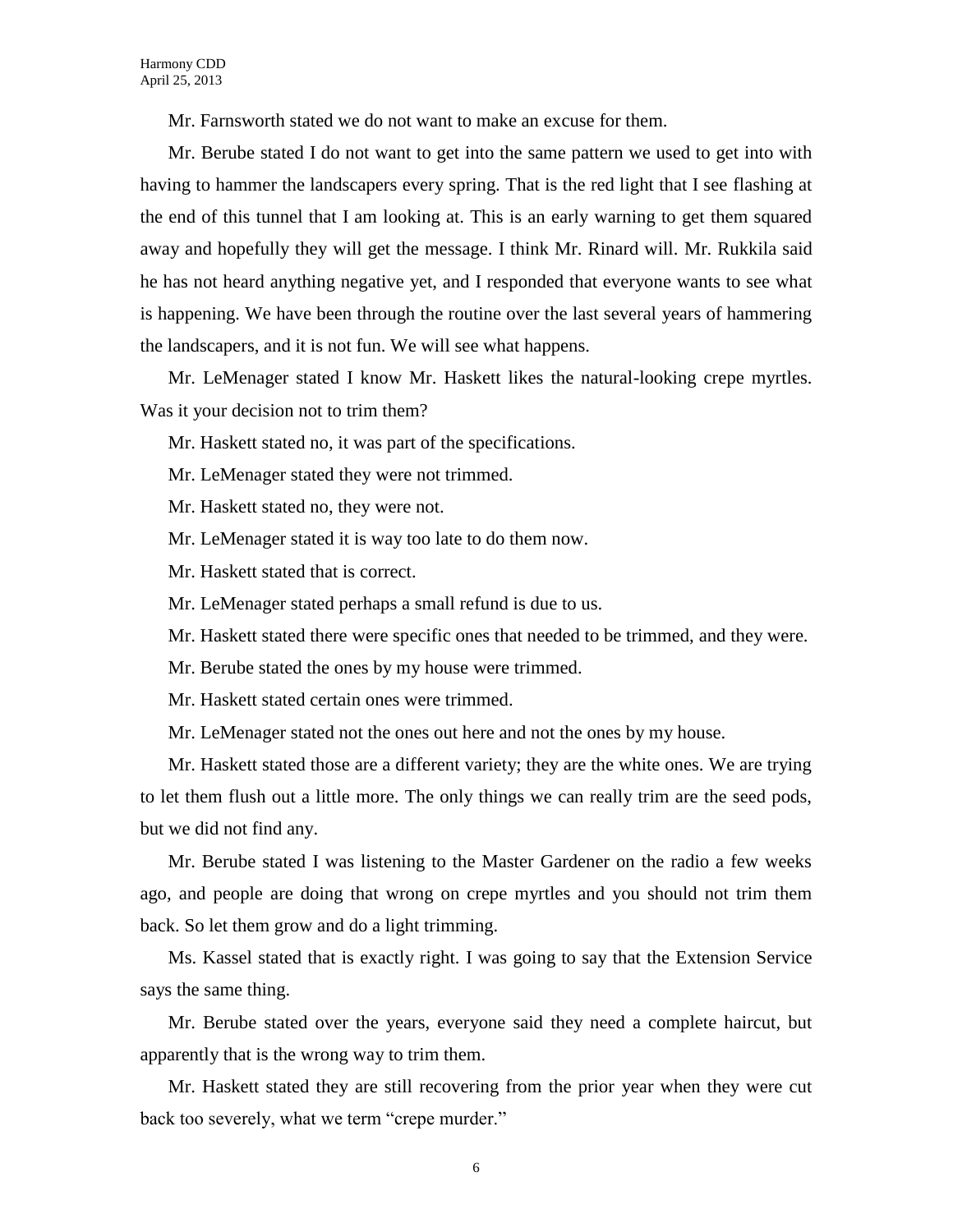Mr. Farnsworth stated we do not want to make an excuse for them.

Mr. Berube stated I do not want to get into the same pattern we used to get into with having to hammer the landscapers every spring. That is the red light that I see flashing at the end of this tunnel that I am looking at. This is an early warning to get them squared away and hopefully they will get the message. I think Mr. Rinard will. Mr. Rukkila said he has not heard anything negative yet, and I responded that everyone wants to see what is happening. We have been through the routine over the last several years of hammering the landscapers, and it is not fun. We will see what happens.

Mr. LeMenager stated I know Mr. Haskett likes the natural-looking crepe myrtles. Was it your decision not to trim them?

Mr. Haskett stated no, it was part of the specifications.

Mr. LeMenager stated they were not trimmed.

Mr. Haskett stated no, they were not.

Mr. LeMenager stated it is way too late to do them now.

Mr. Haskett stated that is correct.

Mr. LeMenager stated perhaps a small refund is due to us.

Mr. Haskett stated there were specific ones that needed to be trimmed, and they were.

Mr. Berube stated the ones by my house were trimmed.

Mr. Haskett stated certain ones were trimmed.

Mr. LeMenager stated not the ones out here and not the ones by my house.

Mr. Haskett stated those are a different variety; they are the white ones. We are trying to let them flush out a little more. The only things we can really trim are the seed pods, but we did not find any.

Mr. Berube stated I was listening to the Master Gardener on the radio a few weeks ago, and people are doing that wrong on crepe myrtles and you should not trim them back. So let them grow and do a light trimming.

Ms. Kassel stated that is exactly right. I was going to say that the Extension Service says the same thing.

Mr. Berube stated over the years, everyone said they need a complete haircut, but apparently that is the wrong way to trim them.

Mr. Haskett stated they are still recovering from the prior year when they were cut back too severely, what we term "crepe murder."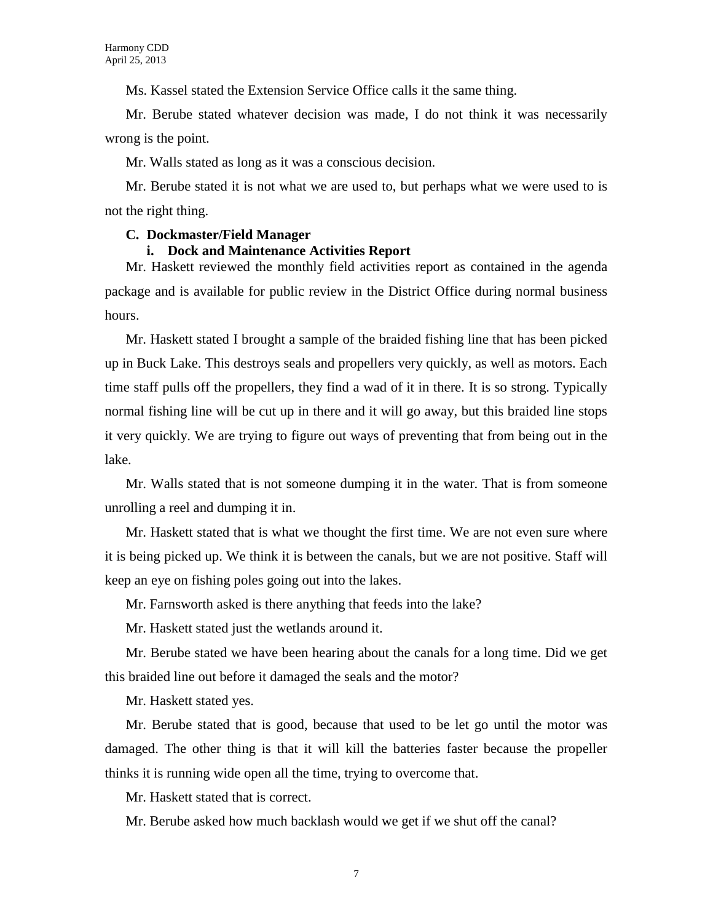Ms. Kassel stated the Extension Service Office calls it the same thing.

Mr. Berube stated whatever decision was made, I do not think it was necessarily wrong is the point.

Mr. Walls stated as long as it was a conscious decision.

Mr. Berube stated it is not what we are used to, but perhaps what we were used to is not the right thing.

**C. Dockmaster/Field Manager**

**i. Dock and Maintenance Activities Report**

Mr. Haskett reviewed the monthly field activities report as contained in the agenda package and is available for public review in the District Office during normal business hours.

Mr. Haskett stated I brought a sample of the braided fishing line that has been picked up in Buck Lake. This destroys seals and propellers very quickly, as well as motors. Each time staff pulls off the propellers, they find a wad of it in there. It is so strong. Typically normal fishing line will be cut up in there and it will go away, but this braided line stops it very quickly. We are trying to figure out ways of preventing that from being out in the lake.

Mr. Walls stated that is not someone dumping it in the water. That is from someone unrolling a reel and dumping it in.

Mr. Haskett stated that is what we thought the first time. We are not even sure where it is being picked up. We think it is between the canals, but we are not positive. Staff will keep an eye on fishing poles going out into the lakes.

Mr. Farnsworth asked is there anything that feeds into the lake?

Mr. Haskett stated just the wetlands around it.

Mr. Berube stated we have been hearing about the canals for a long time. Did we get this braided line out before it damaged the seals and the motor?

Mr. Haskett stated yes.

Mr. Berube stated that is good, because that used to be let go until the motor was damaged. The other thing is that it will kill the batteries faster because the propeller thinks it is running wide open all the time, trying to overcome that.

Mr. Haskett stated that is correct.

Mr. Berube asked how much backlash would we get if we shut off the canal?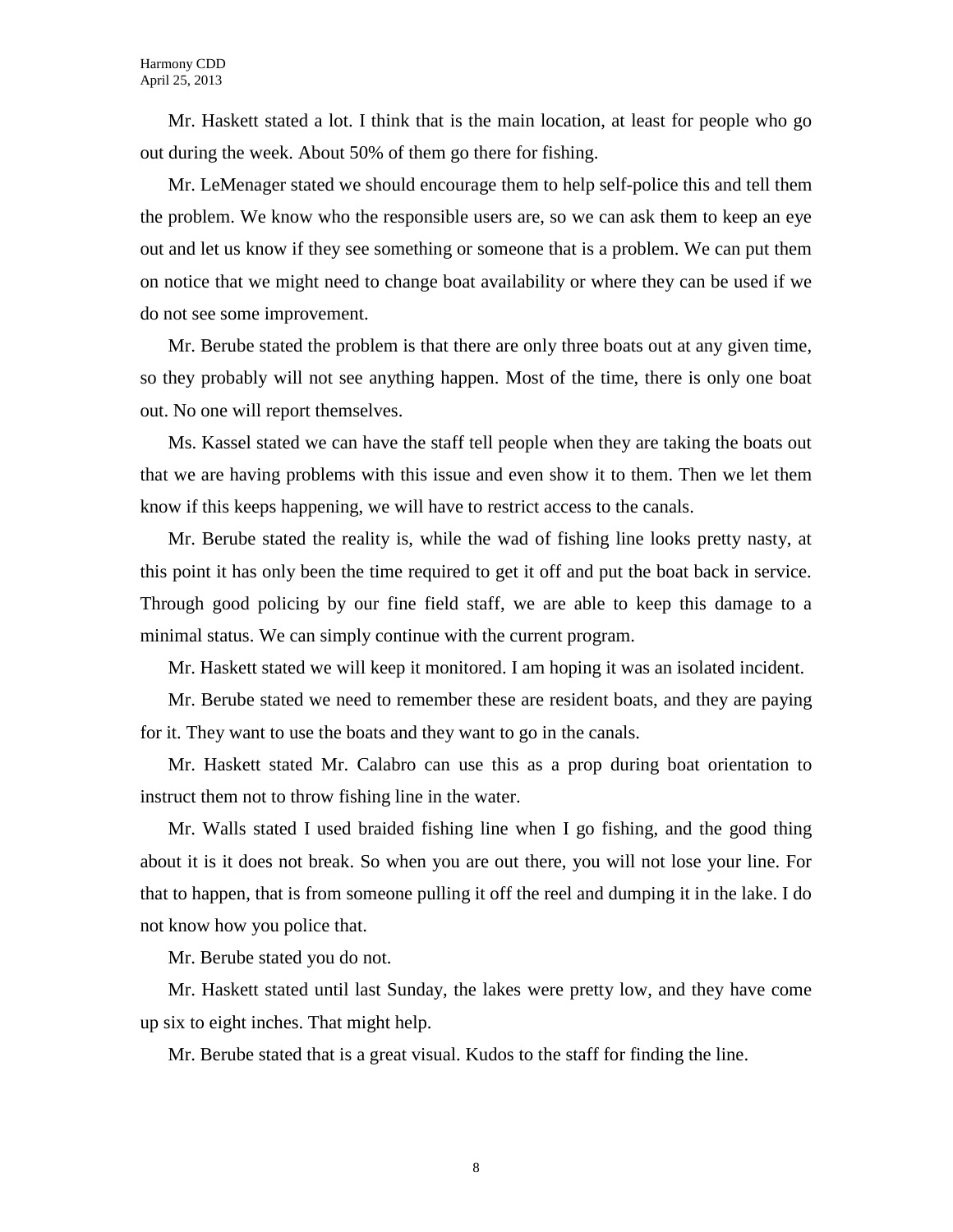Mr. Haskett stated a lot. I think that is the main location, at least for people who go out during the week. About 50% of them go there for fishing.

Mr. LeMenager stated we should encourage them to help self-police this and tell them the problem. We know who the responsible users are, so we can ask them to keep an eye out and let us know if they see something or someone that is a problem. We can put them on notice that we might need to change boat availability or where they can be used if we do not see some improvement.

Mr. Berube stated the problem is that there are only three boats out at any given time, so they probably will not see anything happen. Most of the time, there is only one boat out. No one will report themselves.

Ms. Kassel stated we can have the staff tell people when they are taking the boats out that we are having problems with this issue and even show it to them. Then we let them know if this keeps happening, we will have to restrict access to the canals.

Mr. Berube stated the reality is, while the wad of fishing line looks pretty nasty, at this point it has only been the time required to get it off and put the boat back in service. Through good policing by our fine field staff, we are able to keep this damage to a minimal status. We can simply continue with the current program.

Mr. Haskett stated we will keep it monitored. I am hoping it was an isolated incident.

Mr. Berube stated we need to remember these are resident boats, and they are paying for it. They want to use the boats and they want to go in the canals.

Mr. Haskett stated Mr. Calabro can use this as a prop during boat orientation to instruct them not to throw fishing line in the water.

Mr. Walls stated I used braided fishing line when I go fishing, and the good thing about it is it does not break. So when you are out there, you will not lose your line. For that to happen, that is from someone pulling it off the reel and dumping it in the lake. I do not know how you police that.

Mr. Berube stated you do not.

Mr. Haskett stated until last Sunday, the lakes were pretty low, and they have come up six to eight inches. That might help.

Mr. Berube stated that is a great visual. Kudos to the staff for finding the line.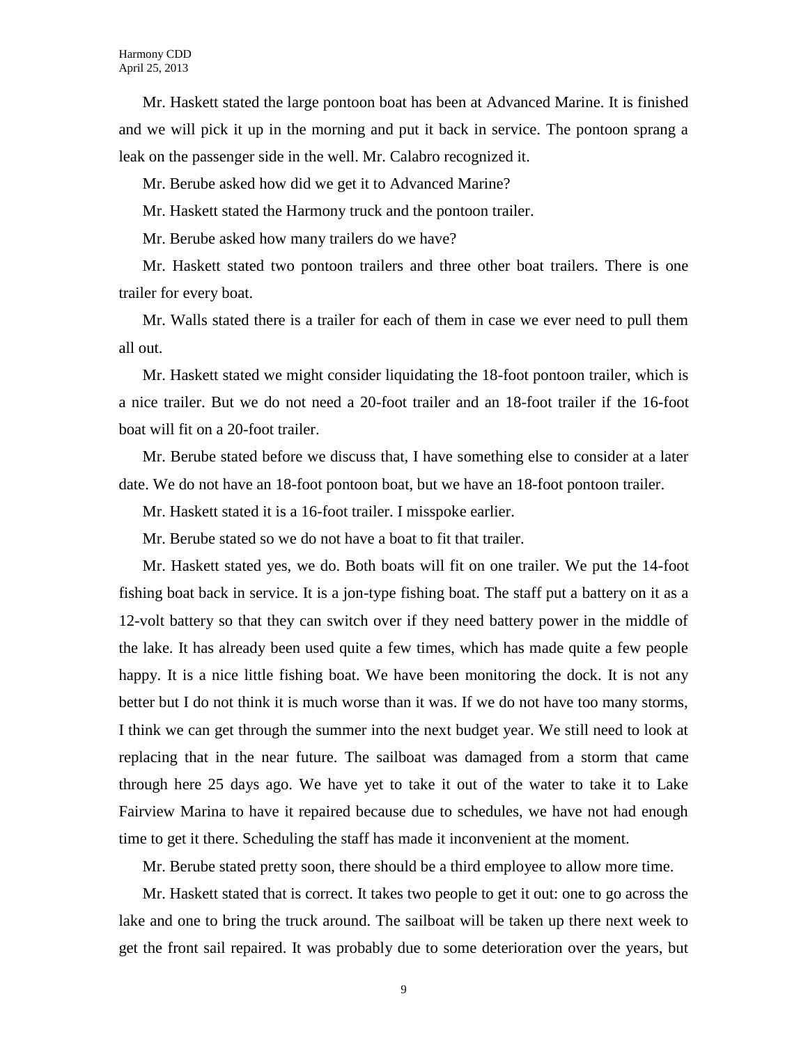Mr. Haskett stated the large pontoon boat has been at Advanced Marine. It is finished and we will pick it up in the morning and put it back in service. The pontoon sprang a leak on the passenger side in the well. Mr. Calabro recognized it.

Mr. Berube asked how did we get it to Advanced Marine?

Mr. Haskett stated the Harmony truck and the pontoon trailer.

Mr. Berube asked how many trailers do we have?

Mr. Haskett stated two pontoon trailers and three other boat trailers. There is one trailer for every boat.

Mr. Walls stated there is a trailer for each of them in case we ever need to pull them all out.

Mr. Haskett stated we might consider liquidating the 18-foot pontoon trailer, which is a nice trailer. But we do not need a 20-foot trailer and an 18-foot trailer if the 16-foot boat will fit on a 20-foot trailer.

Mr. Berube stated before we discuss that, I have something else to consider at a later date. We do not have an 18-foot pontoon boat, but we have an 18-foot pontoon trailer.

Mr. Haskett stated it is a 16-foot trailer. I misspoke earlier.

Mr. Berube stated so we do not have a boat to fit that trailer.

Mr. Haskett stated yes, we do. Both boats will fit on one trailer. We put the 14-foot fishing boat back in service. It is a jon-type fishing boat. The staff put a battery on it as a 12-volt battery so that they can switch over if they need battery power in the middle of the lake. It has already been used quite a few times, which has made quite a few people happy. It is a nice little fishing boat. We have been monitoring the dock. It is not any better but I do not think it is much worse than it was. If we do not have too many storms, I think we can get through the summer into the next budget year. We still need to look at replacing that in the near future. The sailboat was damaged from a storm that came through here 25 days ago. We have yet to take it out of the water to take it to Lake Fairview Marina to have it repaired because due to schedules, we have not had enough time to get it there. Scheduling the staff has made it inconvenient at the moment.

Mr. Berube stated pretty soon, there should be a third employee to allow more time.

Mr. Haskett stated that is correct. It takes two people to get it out: one to go across the lake and one to bring the truck around. The sailboat will be taken up there next week to get the front sail repaired. It was probably due to some deterioration over the years, but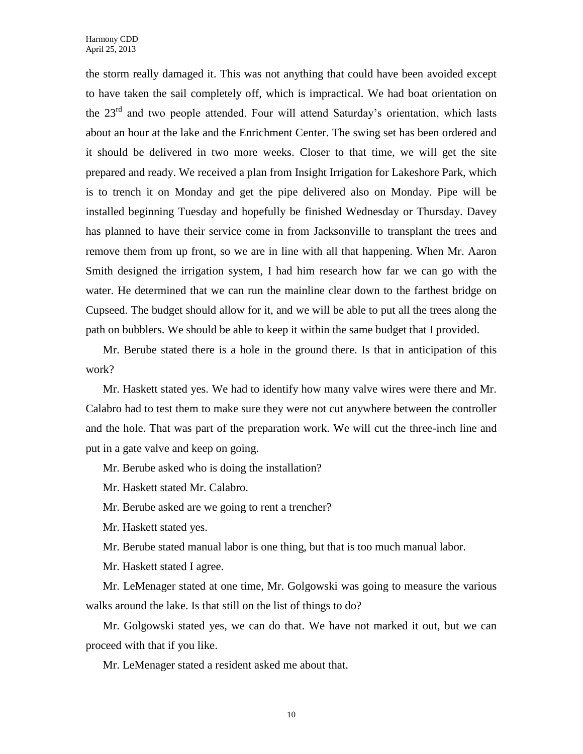the storm really damaged it. This was not anything that could have been avoided except to have taken the sail completely off, which is impractical. We had boat orientation on the 23rd and two people attended. Four will attend Saturday's orientation, which lasts about an hour at the lake and the Enrichment Center. The swing set has been ordered and it should be delivered in two more weeks. Closer to that time, we will get the site prepared and ready. We received a plan from Insight Irrigation for Lakeshore Park, which is to trench it on Monday and get the pipe delivered also on Monday. Pipe will be installed beginning Tuesday and hopefully be finished Wednesday or Thursday. Davey has planned to have their service come in from Jacksonville to transplant the trees and remove them from up front, so we are in line with all that happening. When Mr. Aaron Smith designed the irrigation system, I had him research how far we can go with the water. He determined that we can run the mainline clear down to the farthest bridge on Cupseed. The budget should allow for it, and we will be able to put all the trees along the path on bubblers. We should be able to keep it within the same budget that I provided.

Mr. Berube stated there is a hole in the ground there. Is that in anticipation of this work?

Mr. Haskett stated yes. We had to identify how many valve wires were there and Mr. Calabro had to test them to make sure they were not cut anywhere between the controller and the hole. That was part of the preparation work. We will cut the three-inch line and put in a gate valve and keep on going.

Mr. Berube asked who is doing the installation?

Mr. Haskett stated Mr. Calabro.

Mr. Berube asked are we going to rent a trencher?

Mr. Haskett stated yes.

Mr. Berube stated manual labor is one thing, but that is too much manual labor.

Mr. Haskett stated I agree.

Mr. LeMenager stated at one time, Mr. Golgowski was going to measure the various walks around the lake. Is that still on the list of things to do?

Mr. Golgowski stated yes, we can do that. We have not marked it out, but we can proceed with that if you like.

Mr. LeMenager stated a resident asked me about that.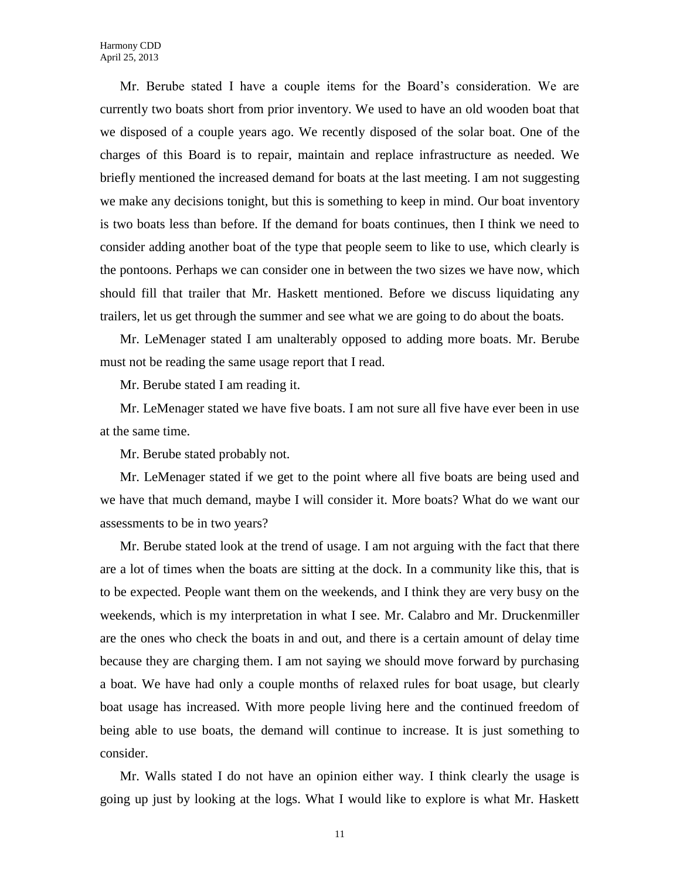Mr. Berube stated I have a couple items for the Board's consideration. We are currently two boats short from prior inventory. We used to have an old wooden boat that we disposed of a couple years ago. We recently disposed of the solar boat. One of the charges of this Board is to repair, maintain and replace infrastructure as needed. We briefly mentioned the increased demand for boats at the last meeting. I am not suggesting we make any decisions tonight, but this is something to keep in mind. Our boat inventory is two boats less than before. If the demand for boats continues, then I think we need to consider adding another boat of the type that people seem to like to use, which clearly is the pontoons. Perhaps we can consider one in between the two sizes we have now, which should fill that trailer that Mr. Haskett mentioned. Before we discuss liquidating any trailers, let us get through the summer and see what we are going to do about the boats.

Mr. LeMenager stated I am unalterably opposed to adding more boats. Mr. Berube must not be reading the same usage report that I read.

Mr. Berube stated I am reading it.

Mr. LeMenager stated we have five boats. I am not sure all five have ever been in use at the same time.

Mr. Berube stated probably not.

Mr. LeMenager stated if we get to the point where all five boats are being used and we have that much demand, maybe I will consider it. More boats? What do we want our assessments to be in two years?

Mr. Berube stated look at the trend of usage. I am not arguing with the fact that there are a lot of times when the boats are sitting at the dock. In a community like this, that is to be expected. People want them on the weekends, and I think they are very busy on the weekends, which is my interpretation in what I see. Mr. Calabro and Mr. Druckenmiller are the ones who check the boats in and out, and there is a certain amount of delay time because they are charging them. I am not saying we should move forward by purchasing a boat. We have had only a couple months of relaxed rules for boat usage, but clearly boat usage has increased. With more people living here and the continued freedom of being able to use boats, the demand will continue to increase. It is just something to consider.

Mr. Walls stated I do not have an opinion either way. I think clearly the usage is going up just by looking at the logs. What I would like to explore is what Mr. Haskett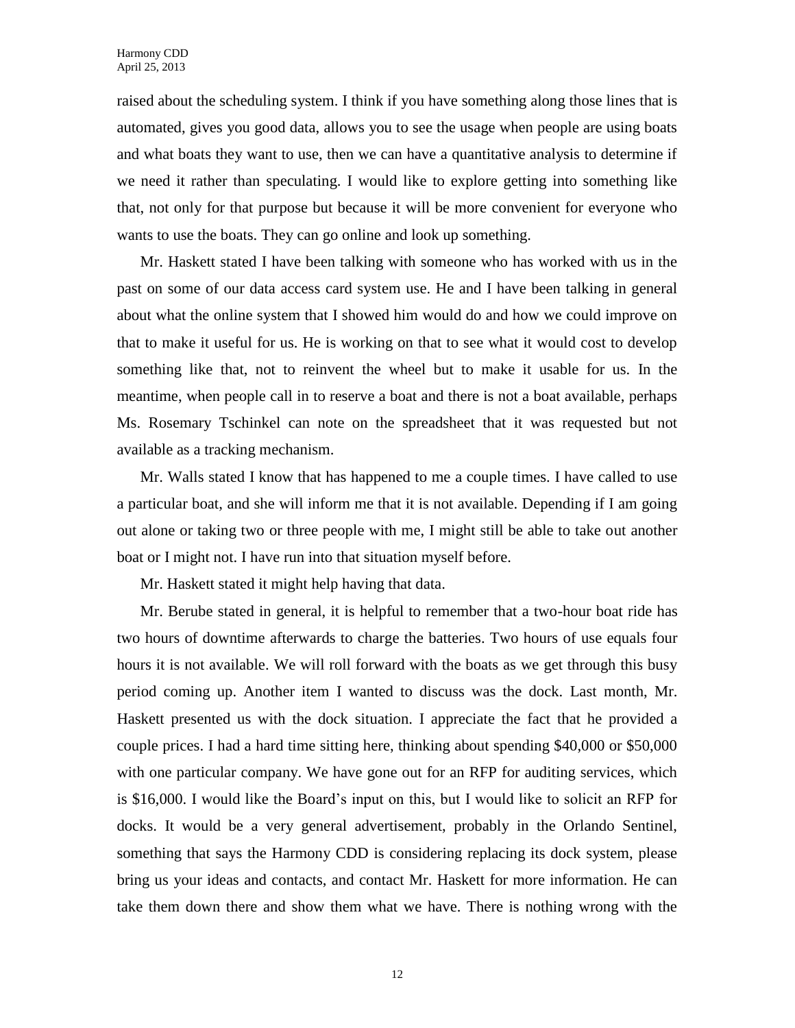raised about the scheduling system. I think if you have something along those lines that is automated, gives you good data, allows you to see the usage when people are using boats and what boats they want to use, then we can have a quantitative analysis to determine if we need it rather than speculating. I would like to explore getting into something like that, not only for that purpose but because it will be more convenient for everyone who wants to use the boats. They can go online and look up something.

Mr. Haskett stated I have been talking with someone who has worked with us in the past on some of our data access card system use. He and I have been talking in general about what the online system that I showed him would do and how we could improve on that to make it useful for us. He is working on that to see what it would cost to develop something like that, not to reinvent the wheel but to make it usable for us. In the meantime, when people call in to reserve a boat and there is not a boat available, perhaps Ms. Rosemary Tschinkel can note on the spreadsheet that it was requested but not available as a tracking mechanism.

Mr. Walls stated I know that has happened to me a couple times. I have called to use a particular boat, and she will inform me that it is not available. Depending if I am going out alone or taking two or three people with me, I might still be able to take out another boat or I might not. I have run into that situation myself before.

Mr. Haskett stated it might help having that data.

Mr. Berube stated in general, it is helpful to remember that a two-hour boat ride has two hours of downtime afterwards to charge the batteries. Two hours of use equals four hours it is not available. We will roll forward with the boats as we get through this busy period coming up. Another item I wanted to discuss was the dock. Last month, Mr. Haskett presented us with the dock situation. I appreciate the fact that he provided a couple prices. I had a hard time sitting here, thinking about spending $40,000 or $50,000 with one particular company. We have gone out for an RFP for auditing services, which is $16,000. I would like the Board's input on this, but I would like to solicit an RFP for docks. It would be a very general advertisement, probably in the Orlando Sentinel, something that says the Harmony CDD is considering replacing its dock system, please bring us your ideas and contacts, and contact Mr. Haskett for more information. He can take them down there and show them what we have. There is nothing wrong with the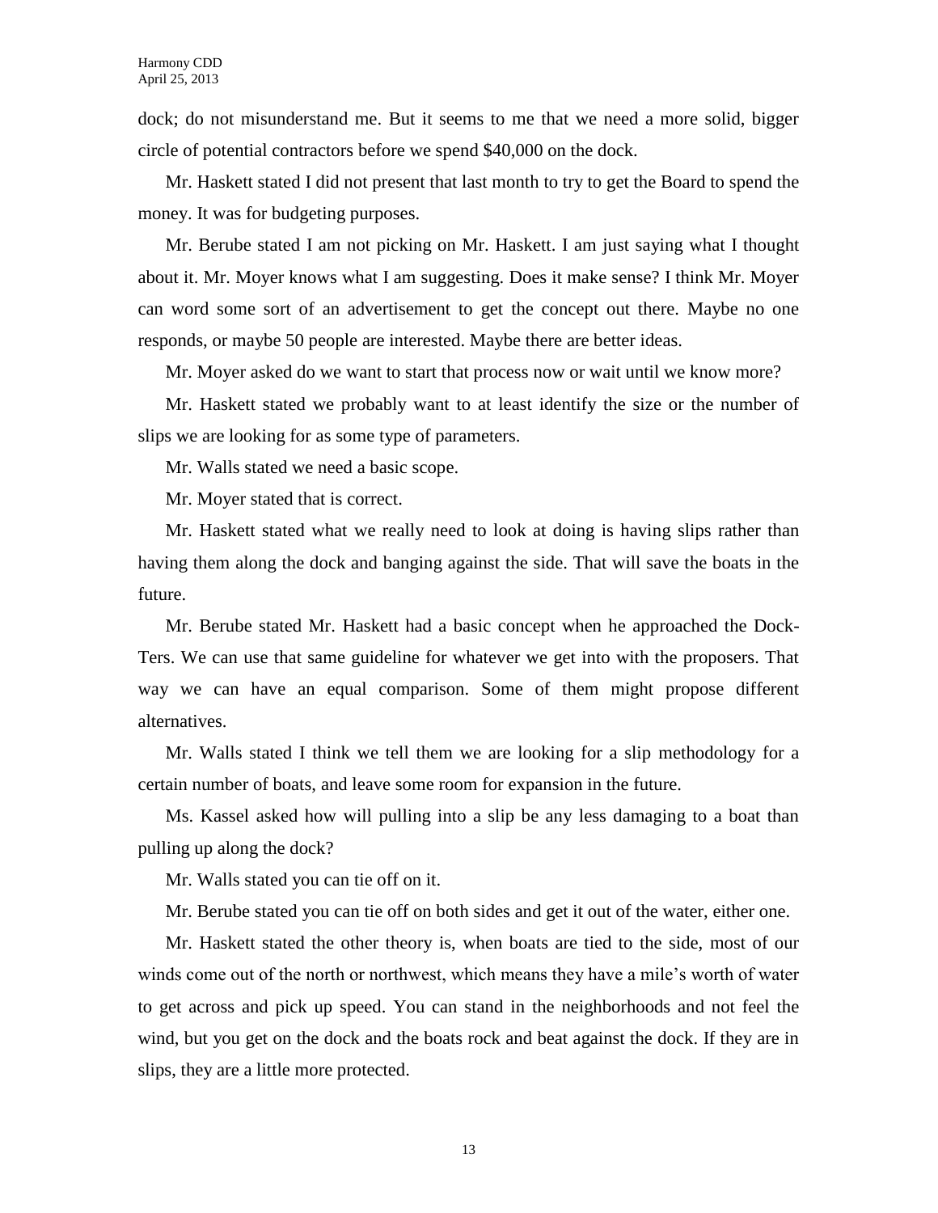dock; do not misunderstand me. But it seems to me that we need a more solid, bigger circle of potential contractors before we spend $40,000 on the dock.

Mr. Haskett stated I did not present that last month to try to get the Board to spend the money. It was for budgeting purposes.

Mr. Berube stated I am not picking on Mr. Haskett. I am just saying what I thought about it. Mr. Moyer knows what I am suggesting. Does it make sense? I think Mr. Moyer can word some sort of an advertisement to get the concept out there. Maybe no one responds, or maybe 50 people are interested. Maybe there are better ideas.

Mr. Moyer asked do we want to start that process now or wait until we know more?

Mr. Haskett stated we probably want to at least identify the size or the number of slips we are looking for as some type of parameters.

Mr. Walls stated we need a basic scope.

Mr. Moyer stated that is correct.

Mr. Haskett stated what we really need to look at doing is having slips rather than having them along the dock and banging against the side. That will save the boats in the future.

Mr. Berube stated Mr. Haskett had a basic concept when he approached the Dock-Ters. We can use that same guideline for whatever we get into with the proposers. That way we can have an equal comparison. Some of them might propose different alternatives.

Mr. Walls stated I think we tell them we are looking for a slip methodology for a certain number of boats, and leave some room for expansion in the future.

Ms. Kassel asked how will pulling into a slip be any less damaging to a boat than pulling up along the dock?

Mr. Walls stated you can tie off on it.

Mr. Berube stated you can tie off on both sides and get it out of the water, either one.

Mr. Haskett stated the other theory is, when boats are tied to the side, most of our winds come out of the north or northwest, which means they have a mile's worth of water to get across and pick up speed. You can stand in the neighborhoods and not feel the wind, but you get on the dock and the boats rock and beat against the dock. If they are in slips, they are a little more protected.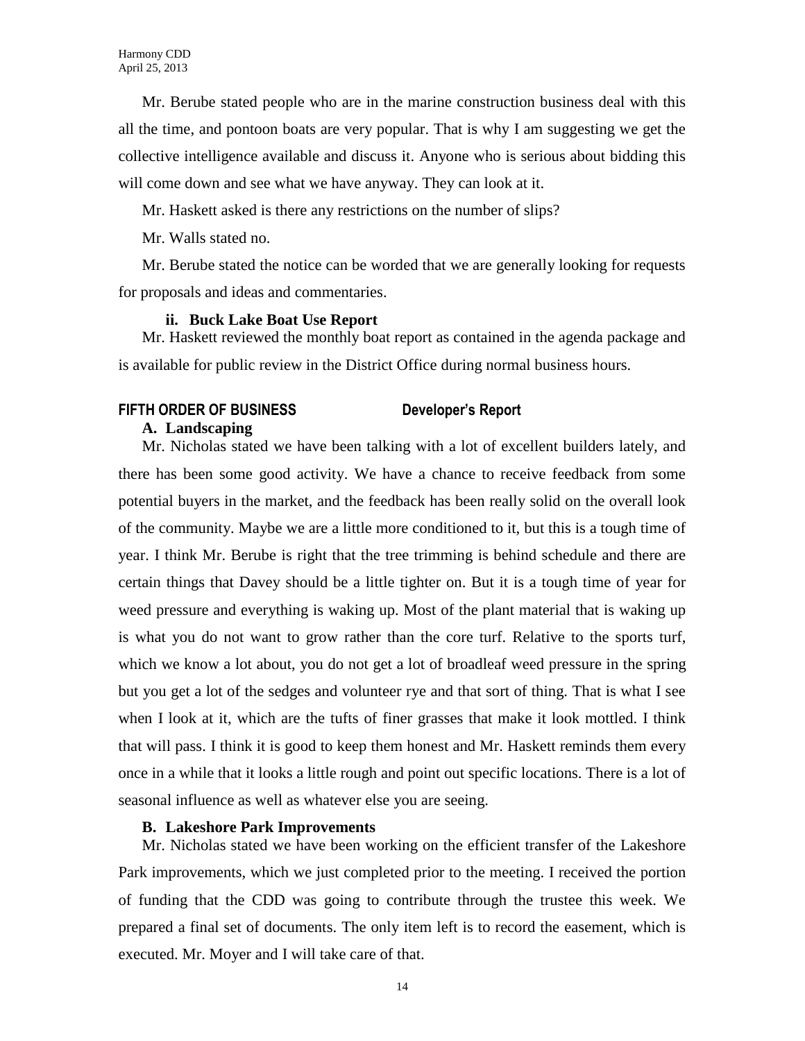Mr. Berube stated people who are in the marine construction business deal with this all the time, and pontoon boats are very popular. That is why I am suggesting we get the collective intelligence available and discuss it. Anyone who is serious about bidding this will come down and see what we have anyway. They can look at it.

Mr. Haskett asked is there any restrictions on the number of slips?

Mr. Walls stated no.

Mr. Berube stated the notice can be worded that we are generally looking for requests for proposals and ideas and commentaries.

**ii. Buck Lake Boat Use Report**

Mr. Haskett reviewed the monthly boat report as contained in the agenda package and is available for public review in the District Office during normal business hours.

## FIFTH ORDER OF BUSINESS Developer's Report

**A. Landscaping**

Mr. Nicholas stated we have been talking with a lot of excellent builders lately, and there has been some good activity. We have a chance to receive feedback from some potential buyers in the market, and the feedback has been really solid on the overall look of the community. Maybe we are a little more conditioned to it, but this is a tough time of year. I think Mr. Berube is right that the tree trimming is behind schedule and there are certain things that Davey should be a little tighter on. But it is a tough time of year for weed pressure and everything is waking up. Most of the plant material that is waking up is what you do not want to grow rather than the core turf. Relative to the sports turf, which we know a lot about, you do not get a lot of broadleaf weed pressure in the spring but you get a lot of the sedges and volunteer rye and that sort of thing. That is what I see when I look at it, which are the tufts of finer grasses that make it look mottled. I think that will pass. I think it is good to keep them honest and Mr. Haskett reminds them every once in a while that it looks a little rough and point out specific locations. There is a lot of seasonal influence as well as whatever else you are seeing.

**B. Lakeshore Park Improvements**

Mr. Nicholas stated we have been working on the efficient transfer of the Lakeshore Park improvements, which we just completed prior to the meeting. I received the portion of funding that the CDD was going to contribute through the trustee this week. We prepared a final set of documents. The only item left is to record the easement, which is executed. Mr. Moyer and I will take care of that.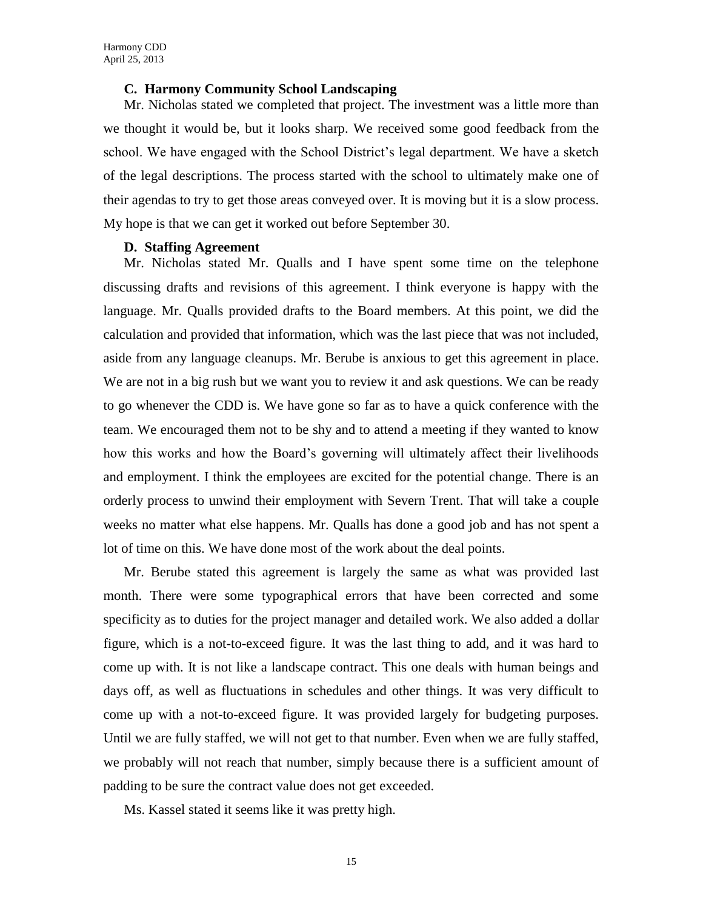**C. Harmony Community School Landscaping**

Mr. Nicholas stated we completed that project. The investment was a little more than we thought it would be, but it looks sharp. We received some good feedback from the school. We have engaged with the School District's legal department. We have a sketch of the legal descriptions. The process started with the school to ultimately make one of their agendas to try to get those areas conveyed over. It is moving but it is a slow process. My hope is that we can get it worked out before September 30.

**D. Staffing Agreement**

Mr. Nicholas stated Mr. Qualls and I have spent some time on the telephone discussing drafts and revisions of this agreement. I think everyone is happy with the language. Mr. Qualls provided drafts to the Board members. At this point, we did the calculation and provided that information, which was the last piece that was not included, aside from any language cleanups. Mr. Berube is anxious to get this agreement in place. We are not in a big rush but we want you to review it and ask questions. We can be ready to go whenever the CDD is. We have gone so far as to have a quick conference with the team. We encouraged them not to be shy and to attend a meeting if they wanted to know how this works and how the Board's governing will ultimately affect their livelihoods and employment. I think the employees are excited for the potential change. There is an orderly process to unwind their employment with Severn Trent. That will take a couple weeks no matter what else happens. Mr. Qualls has done a good job and has not spent a lot of time on this. We have done most of the work about the deal points.

Mr. Berube stated this agreement is largely the same as what was provided last month. There were some typographical errors that have been corrected and some specificity as to duties for the project manager and detailed work. We also added a dollar figure, which is a not-to-exceed figure. It was the last thing to add, and it was hard to come up with. It is not like a landscape contract. This one deals with human beings and days off, as well as fluctuations in schedules and other things. It was very difficult to come up with a not-to-exceed figure. It was provided largely for budgeting purposes. Until we are fully staffed, we will not get to that number. Even when we are fully staffed, we probably will not reach that number, simply because there is a sufficient amount of padding to be sure the contract value does not get exceeded.

Ms. Kassel stated it seems like it was pretty high.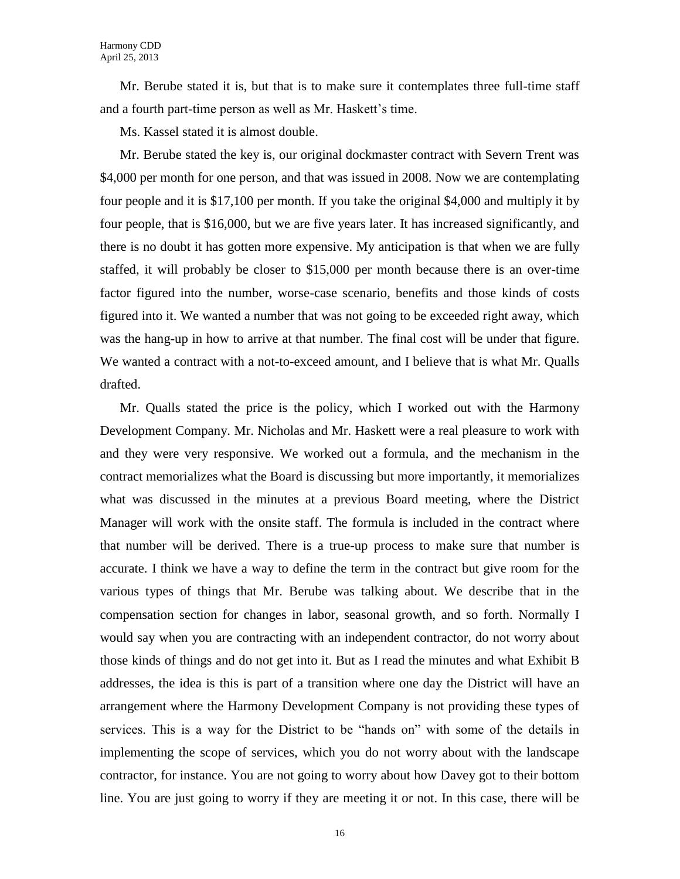Mr. Berube stated it is, but that is to make sure it contemplates three full-time staff and a fourth part-time person as well as Mr. Haskett's time.

Ms. Kassel stated it is almost double.

Mr. Berube stated the key is, our original dockmaster contract with Severn Trent was $4,000 per month for one person, and that was issued in 2008. Now we are contemplating four people and it is $17,100 per month. If you take the original $4,000 and multiply it by four people, that is $16,000, but we are five years later. It has increased significantly, and there is no doubt it has gotten more expensive. My anticipation is that when we are fully staffed, it will probably be closer to $15,000 per month because there is an over-time factor figured into the number, worse-case scenario, benefits and those kinds of costs figured into it. We wanted a number that was not going to be exceeded right away, which was the hang-up in how to arrive at that number. The final cost will be under that figure. We wanted a contract with a not-to-exceed amount, and I believe that is what Mr. Qualls drafted.

Mr. Qualls stated the price is the policy, which I worked out with the Harmony Development Company. Mr. Nicholas and Mr. Haskett were a real pleasure to work with and they were very responsive. We worked out a formula, and the mechanism in the contract memorializes what the Board is discussing but more importantly, it memorializes what was discussed in the minutes at a previous Board meeting, where the District Manager will work with the onsite staff. The formula is included in the contract where that number will be derived. There is a true-up process to make sure that number is accurate. I think we have a way to define the term in the contract but give room for the various types of things that Mr. Berube was talking about. We describe that in the compensation section for changes in labor, seasonal growth, and so forth. Normally I would say when you are contracting with an independent contractor, do not worry about those kinds of things and do not get into it. But as I read the minutes and what Exhibit B addresses, the idea is this is part of a transition where one day the District will have an arrangement where the Harmony Development Company is not providing these types of services. This is a way for the District to be "hands on" with some of the details in implementing the scope of services, which you do not worry about with the landscape contractor, for instance. You are not going to worry about how Davey got to their bottom line. You are just going to worry if they are meeting it or not. In this case, there will be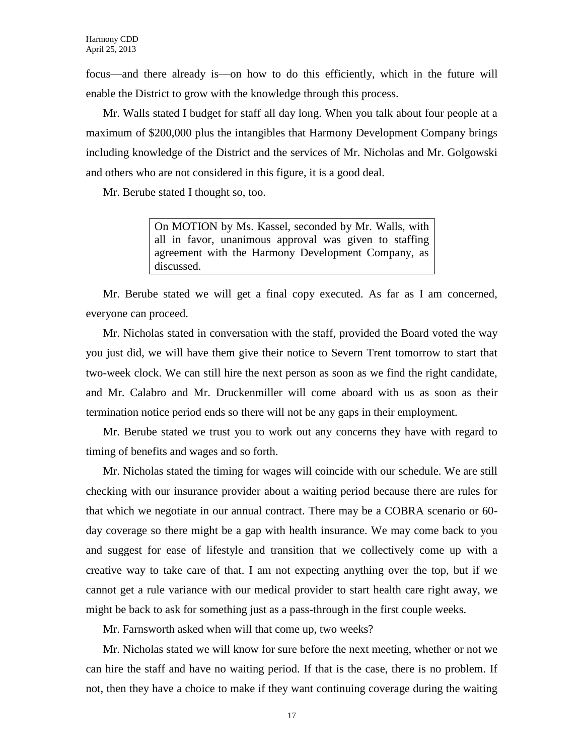focus—and there already is—on how to do this efficiently, which in the future will enable the District to grow with the knowledge through this process.

Mr. Walls stated I budget for staff all day long. When you talk about four people at a maximum of $200,000 plus the intangibles that Harmony Development Company brings including knowledge of the District and the services of Mr. Nicholas and Mr. Golgowski and others who are not considered in this figure, it is a good deal.

Mr. Berube stated I thought so, too.

> On MOTION by Ms. Kassel, seconded by Mr. Walls, with all in favor, unanimous approval was given to staffing agreement with the Harmony Development Company, as discussed.

Mr. Berube stated we will get a final copy executed. As far as I am concerned, everyone can proceed.

Mr. Nicholas stated in conversation with the staff, provided the Board voted the way you just did, we will have them give their notice to Severn Trent tomorrow to start that two-week clock. We can still hire the next person as soon as we find the right candidate, and Mr. Calabro and Mr. Druckenmiller will come aboard with us as soon as their termination notice period ends so there will not be any gaps in their employment.

Mr. Berube stated we trust you to work out any concerns they have with regard to timing of benefits and wages and so forth.

Mr. Nicholas stated the timing for wages will coincide with our schedule. We are still checking with our insurance provider about a waiting period because there are rules for that which we negotiate in our annual contract. There may be a COBRA scenario or 60-day coverage so there might be a gap with health insurance. We may come back to you and suggest for ease of lifestyle and transition that we collectively come up with a creative way to take care of that. I am not expecting anything over the top, but if we cannot get a rule variance with our medical provider to start health care right away, we might be back to ask for something just as a pass-through in the first couple weeks.

Mr. Farnsworth asked when will that come up, two weeks?

Mr. Nicholas stated we will know for sure before the next meeting, whether or not we can hire the staff and have no waiting period. If that is the case, there is no problem. If not, then they have a choice to make if they want continuing coverage during the waiting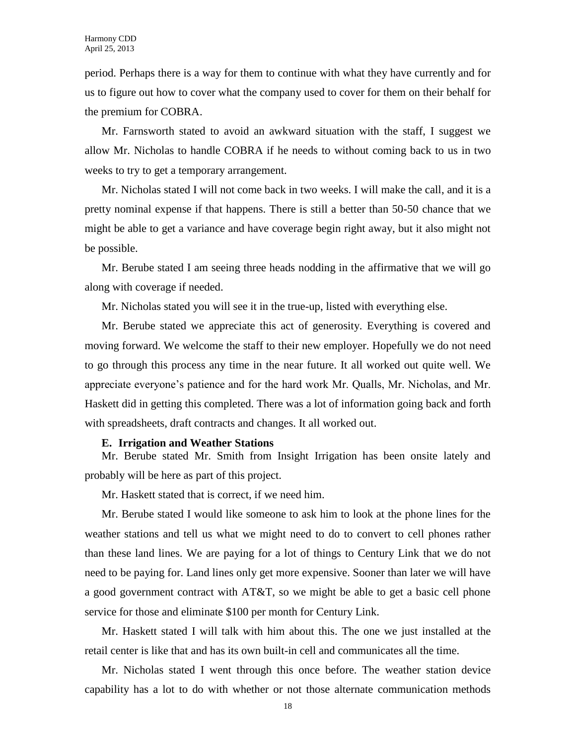period. Perhaps there is a way for them to continue with what they have currently and for us to figure out how to cover what the company used to cover for them on their behalf for the premium for COBRA.

Mr. Farnsworth stated to avoid an awkward situation with the staff, I suggest we allow Mr. Nicholas to handle COBRA if he needs to without coming back to us in two weeks to try to get a temporary arrangement.

Mr. Nicholas stated I will not come back in two weeks. I will make the call, and it is a pretty nominal expense if that happens. There is still a better than 50-50 chance that we might be able to get a variance and have coverage begin right away, but it also might not be possible.

Mr. Berube stated I am seeing three heads nodding in the affirmative that we will go along with coverage if needed.

Mr. Nicholas stated you will see it in the true-up, listed with everything else.

Mr. Berube stated we appreciate this act of generosity. Everything is covered and moving forward. We welcome the staff to their new employer. Hopefully we do not need to go through this process any time in the near future. It all worked out quite well. We appreciate everyone's patience and for the hard work Mr. Qualls, Mr. Nicholas, and Mr. Haskett did in getting this completed. There was a lot of information going back and forth with spreadsheets, draft contracts and changes. It all worked out.

**E. Irrigation and Weather Stations**

Mr. Berube stated Mr. Smith from Insight Irrigation has been onsite lately and probably will be here as part of this project.

Mr. Haskett stated that is correct, if we need him.

Mr. Berube stated I would like someone to ask him to look at the phone lines for the weather stations and tell us what we might need to do to convert to cell phones rather than these land lines. We are paying for a lot of things to Century Link that we do not need to be paying for. Land lines only get more expensive. Sooner than later we will have a good government contract with AT&T, so we might be able to get a basic cell phone service for those and eliminate $100 per month for Century Link.

Mr. Haskett stated I will talk with him about this. The one we just installed at the retail center is like that and has its own built-in cell and communicates all the time.

Mr. Nicholas stated I went through this once before. The weather station device capability has a lot to do with whether or not those alternate communication methods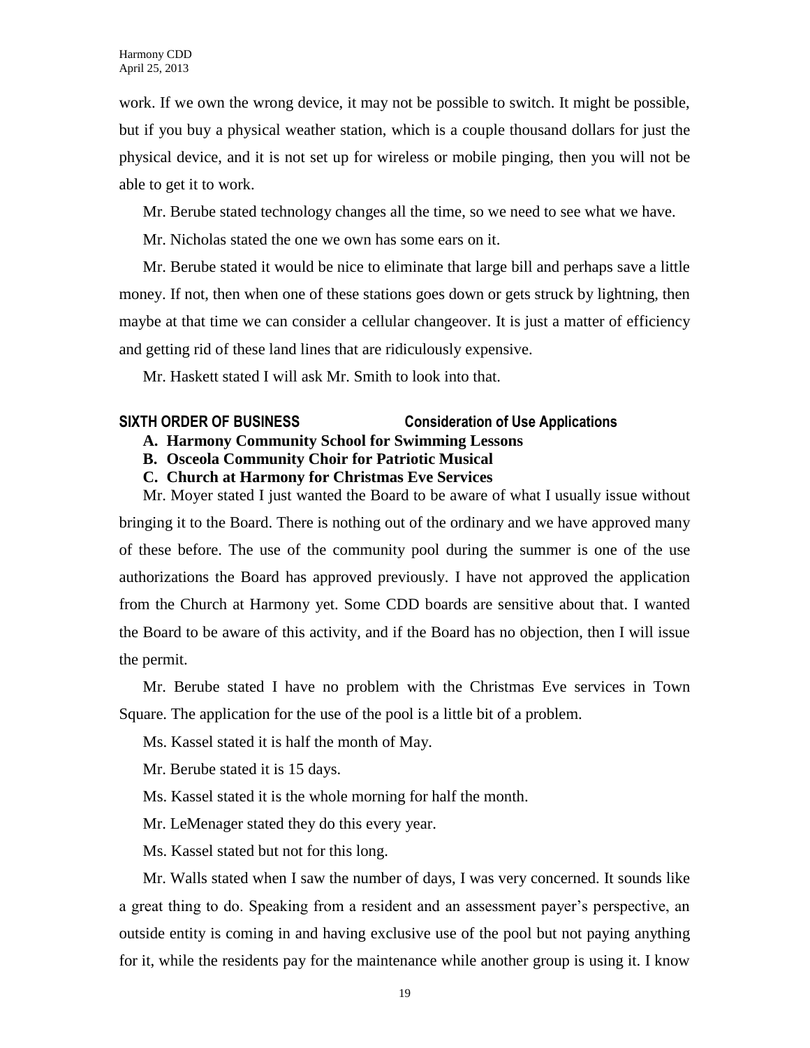work. If we own the wrong device, it may not be possible to switch. It might be possible, but if you buy a physical weather station, which is a couple thousand dollars for just the physical device, and it is not set up for wireless or mobile pinging, then you will not be able to get it to work.

Mr. Berube stated technology changes all the time, so we need to see what we have.

Mr. Nicholas stated the one we own has some ears on it.

Mr. Berube stated it would be nice to eliminate that large bill and perhaps save a little money. If not, then when one of these stations goes down or gets struck by lightning, then maybe at that time we can consider a cellular changeover. It is just a matter of efficiency and getting rid of these land lines that are ridiculously expensive.

Mr. Haskett stated I will ask Mr. Smith to look into that.

**SIXTH ORDER OF BUSINESS Consideration of Use Applications**

**A. Harmony Community School for Swimming Lessons**

**B. Osceola Community Choir for Patriotic Musical**

**C. Church at Harmony for Christmas Eve Services**

Mr. Moyer stated I just wanted the Board to be aware of what I usually issue without bringing it to the Board. There is nothing out of the ordinary and we have approved many of these before. The use of the community pool during the summer is one of the use authorizations the Board has approved previously. I have not approved the application from the Church at Harmony yet. Some CDD boards are sensitive about that. I wanted the Board to be aware of this activity, and if the Board has no objection, then I will issue the permit.

Mr. Berube stated I have no problem with the Christmas Eve services in Town Square. The application for the use of the pool is a little bit of a problem.

Ms. Kassel stated it is half the month of May.

Mr. Berube stated it is 15 days.

Ms. Kassel stated it is the whole morning for half the month.

Mr. LeMenager stated they do this every year.

Ms. Kassel stated but not for this long.

Mr. Walls stated when I saw the number of days, I was very concerned. It sounds like a great thing to do. Speaking from a resident and an assessment payer's perspective, an outside entity is coming in and having exclusive use of the pool but not paying anything for it, while the residents pay for the maintenance while another group is using it. I know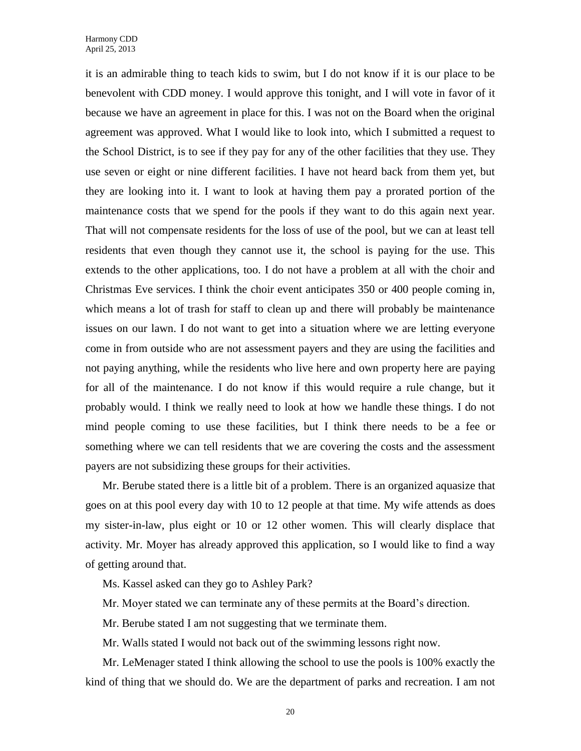it is an admirable thing to teach kids to swim, but I do not know if it is our place to be benevolent with CDD money. I would approve this tonight, and I will vote in favor of it because we have an agreement in place for this. I was not on the Board when the original agreement was approved. What I would like to look into, which I submitted a request to the School District, is to see if they pay for any of the other facilities that they use. They use seven or eight or nine different facilities. I have not heard back from them yet, but they are looking into it. I want to look at having them pay a prorated portion of the maintenance costs that we spend for the pools if they want to do this again next year. That will not compensate residents for the loss of use of the pool, but we can at least tell residents that even though they cannot use it, the school is paying for the use. This extends to the other applications, too. I do not have a problem at all with the choir and Christmas Eve services. I think the choir event anticipates 350 or 400 people coming in, which means a lot of trash for staff to clean up and there will probably be maintenance issues on our lawn. I do not want to get into a situation where we are letting everyone come in from outside who are not assessment payers and they are using the facilities and not paying anything, while the residents who live here and own property here are paying for all of the maintenance. I do not know if this would require a rule change, but it probably would. I think we really need to look at how we handle these things. I do not mind people coming to use these facilities, but I think there needs to be a fee or something where we can tell residents that we are covering the costs and the assessment payers are not subsidizing these groups for their activities.

Mr. Berube stated there is a little bit of a problem. There is an organized aquasize that goes on at this pool every day with 10 to 12 people at that time. My wife attends as does my sister-in-law, plus eight or 10 or 12 other women. This will clearly displace that activity. Mr. Moyer has already approved this application, so I would like to find a way of getting around that.

Ms. Kassel asked can they go to Ashley Park?

Mr. Moyer stated we can terminate any of these permits at the Board's direction.

Mr. Berube stated I am not suggesting that we terminate them.

Mr. Walls stated I would not back out of the swimming lessons right now.

Mr. LeMenager stated I think allowing the school to use the pools is 100% exactly the kind of thing that we should do. We are the department of parks and recreation. I am not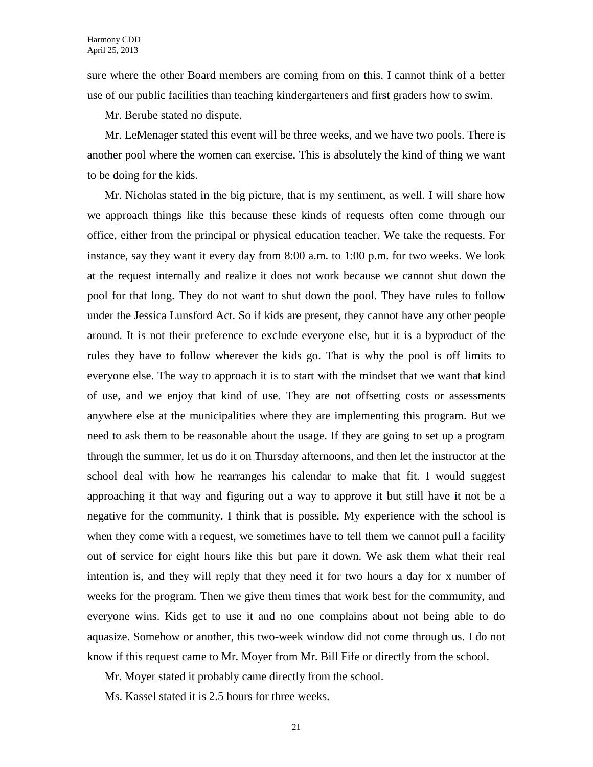sure where the other Board members are coming from on this. I cannot think of a better use of our public facilities than teaching kindergarteners and first graders how to swim.

Mr. Berube stated no dispute.

Mr. LeMenager stated this event will be three weeks, and we have two pools. There is another pool where the women can exercise. This is absolutely the kind of thing we want to be doing for the kids.

Mr. Nicholas stated in the big picture, that is my sentiment, as well. I will share how we approach things like this because these kinds of requests often come through our office, either from the principal or physical education teacher. We take the requests. For instance, say they want it every day from 8:00 a.m. to 1:00 p.m. for two weeks. We look at the request internally and realize it does not work because we cannot shut down the pool for that long. They do not want to shut down the pool. They have rules to follow under the Jessica Lunsford Act. So if kids are present, they cannot have any other people around. It is not their preference to exclude everyone else, but it is a byproduct of the rules they have to follow wherever the kids go. That is why the pool is off limits to everyone else. The way to approach it is to start with the mindset that we want that kind of use, and we enjoy that kind of use. They are not offsetting costs or assessments anywhere else at the municipalities where they are implementing this program. But we need to ask them to be reasonable about the usage. If they are going to set up a program through the summer, let us do it on Thursday afternoons, and then let the instructor at the school deal with how he rearranges his calendar to make that fit. I would suggest approaching it that way and figuring out a way to approve it but still have it not be a negative for the community. I think that is possible. My experience with the school is when they come with a request, we sometimes have to tell them we cannot pull a facility out of service for eight hours like this but pare it down. We ask them what their real intention is, and they will reply that they need it for two hours a day for x number of weeks for the program. Then we give them times that work best for the community, and everyone wins. Kids get to use it and no one complains about not being able to do aquasize. Somehow or another, this two-week window did not come through us. I do not know if this request came to Mr. Moyer from Mr. Bill Fife or directly from the school.

Mr. Moyer stated it probably came directly from the school.

Ms. Kassel stated it is 2.5 hours for three weeks.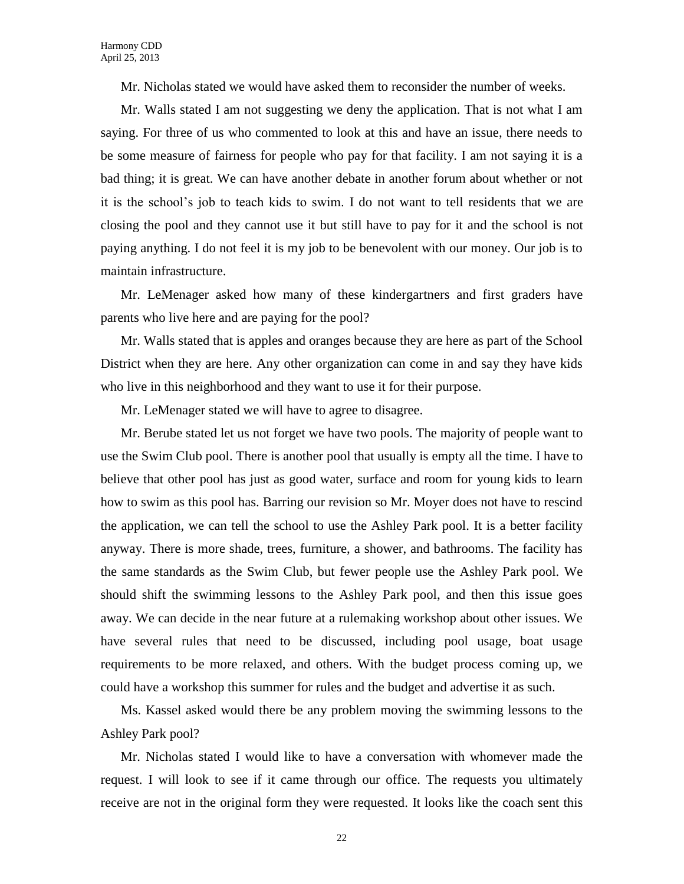Mr. Nicholas stated we would have asked them to reconsider the number of weeks.

Mr. Walls stated I am not suggesting we deny the application. That is not what I am saying. For three of us who commented to look at this and have an issue, there needs to be some measure of fairness for people who pay for that facility. I am not saying it is a bad thing; it is great. We can have another debate in another forum about whether or not it is the school's job to teach kids to swim. I do not want to tell residents that we are closing the pool and they cannot use it but still have to pay for it and the school is not paying anything. I do not feel it is my job to be benevolent with our money. Our job is to maintain infrastructure.

Mr. LeMenager asked how many of these kindergartners and first graders have parents who live here and are paying for the pool?

Mr. Walls stated that is apples and oranges because they are here as part of the School District when they are here. Any other organization can come in and say they have kids who live in this neighborhood and they want to use it for their purpose.

Mr. LeMenager stated we will have to agree to disagree.

Mr. Berube stated let us not forget we have two pools. The majority of people want to use the Swim Club pool. There is another pool that usually is empty all the time. I have to believe that other pool has just as good water, surface and room for young kids to learn how to swim as this pool has. Barring our revision so Mr. Moyer does not have to rescind the application, we can tell the school to use the Ashley Park pool. It is a better facility anyway. There is more shade, trees, furniture, a shower, and bathrooms. The facility has the same standards as the Swim Club, but fewer people use the Ashley Park pool. We should shift the swimming lessons to the Ashley Park pool, and then this issue goes away. We can decide in the near future at a rulemaking workshop about other issues. We have several rules that need to be discussed, including pool usage, boat usage requirements to be more relaxed, and others. With the budget process coming up, we could have a workshop this summer for rules and the budget and advertise it as such.

Ms. Kassel asked would there be any problem moving the swimming lessons to the Ashley Park pool?

Mr. Nicholas stated I would like to have a conversation with whomever made the request. I will look to see if it came through our office. The requests you ultimately receive are not in the original form they were requested. It looks like the coach sent this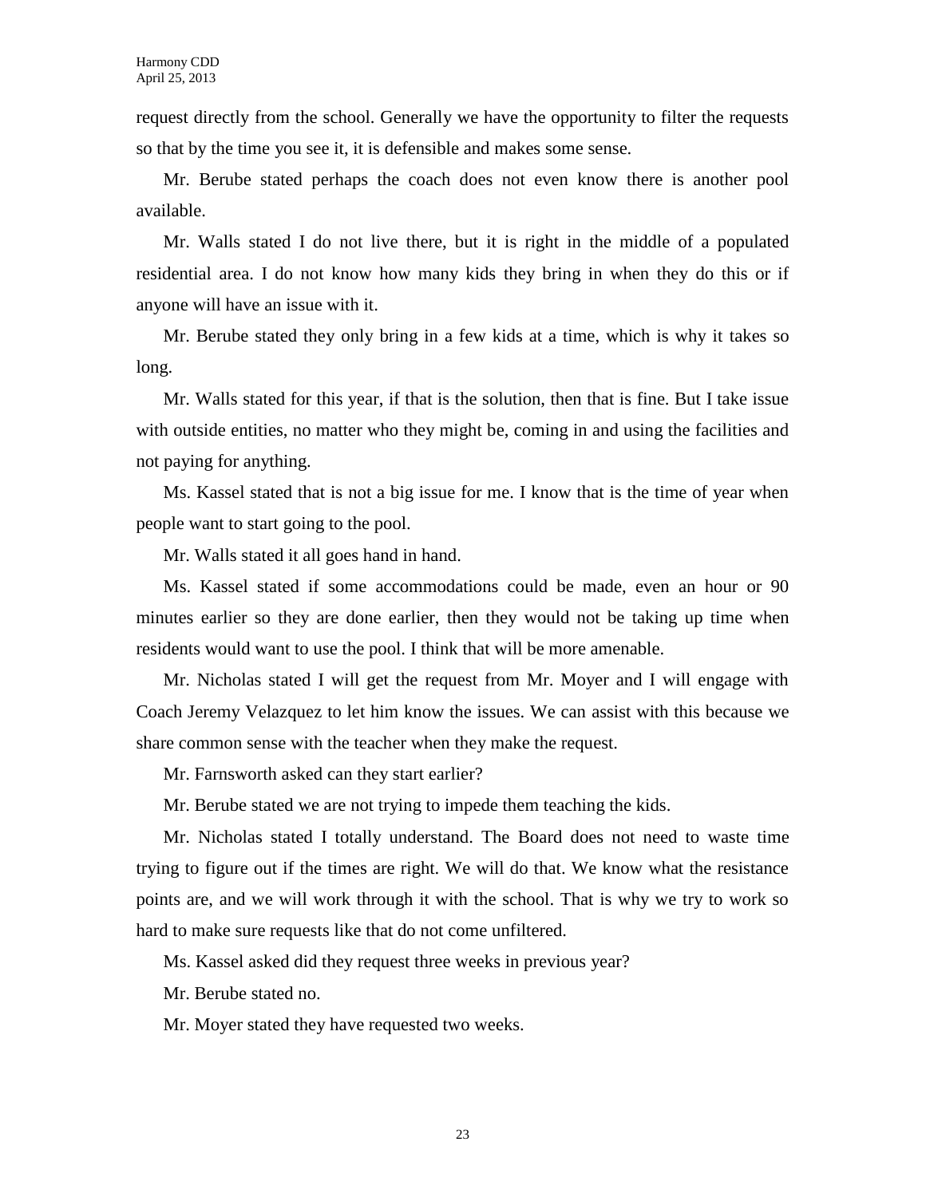request directly from the school. Generally we have the opportunity to filter the requests so that by the time you see it, it is defensible and makes some sense.

Mr. Berube stated perhaps the coach does not even know there is another pool available.

Mr. Walls stated I do not live there, but it is right in the middle of a populated residential area. I do not know how many kids they bring in when they do this or if anyone will have an issue with it.

Mr. Berube stated they only bring in a few kids at a time, which is why it takes so long.

Mr. Walls stated for this year, if that is the solution, then that is fine. But I take issue with outside entities, no matter who they might be, coming in and using the facilities and not paying for anything.

Ms. Kassel stated that is not a big issue for me. I know that is the time of year when people want to start going to the pool.

Mr. Walls stated it all goes hand in hand.

Ms. Kassel stated if some accommodations could be made, even an hour or 90 minutes earlier so they are done earlier, then they would not be taking up time when residents would want to use the pool. I think that will be more amenable.

Mr. Nicholas stated I will get the request from Mr. Moyer and I will engage with Coach Jeremy Velazquez to let him know the issues. We can assist with this because we share common sense with the teacher when they make the request.

Mr. Farnsworth asked can they start earlier?

Mr. Berube stated we are not trying to impede them teaching the kids.

Mr. Nicholas stated I totally understand. The Board does not need to waste time trying to figure out if the times are right. We will do that. We know what the resistance points are, and we will work through it with the school. That is why we try to work so hard to make sure requests like that do not come unfiltered.

Ms. Kassel asked did they request three weeks in previous year?

Mr. Berube stated no.

Mr. Moyer stated they have requested two weeks.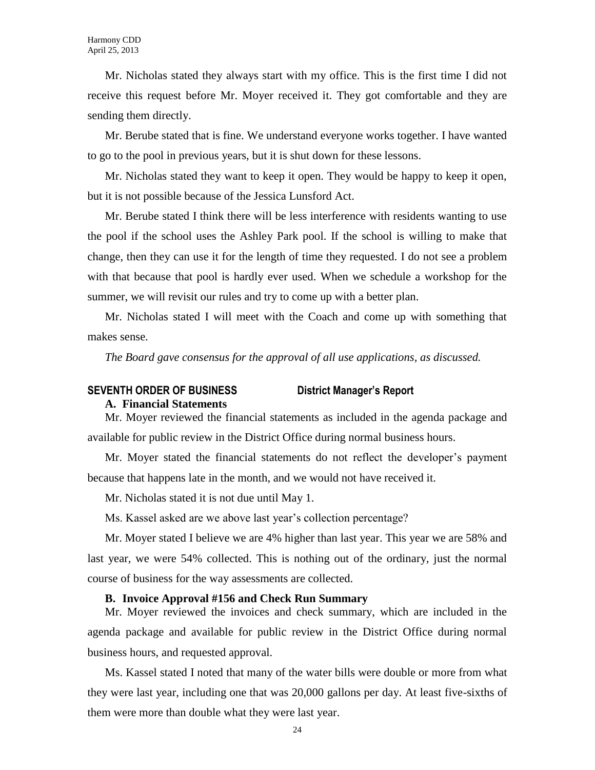Mr. Nicholas stated they always start with my office. This is the first time I did not receive this request before Mr. Moyer received it. They got comfortable and they are sending them directly.

Mr. Berube stated that is fine. We understand everyone works together. I have wanted to go to the pool in previous years, but it is shut down for these lessons.

Mr. Nicholas stated they want to keep it open. They would be happy to keep it open, but it is not possible because of the Jessica Lunsford Act.

Mr. Berube stated I think there will be less interference with residents wanting to use the pool if the school uses the Ashley Park pool. If the school is willing to make that change, then they can use it for the length of time they requested. I do not see a problem with that because that pool is hardly ever used. When we schedule a workshop for the summer, we will revisit our rules and try to come up with a better plan.

Mr. Nicholas stated I will meet with the Coach and come up with something that makes sense.

*The Board gave consensus for the approval of all use applications, as discussed.*

## SEVENTH ORDER OF BUSINESS District Manager's Report

### A. Financial Statements

Mr. Moyer reviewed the financial statements as included in the agenda package and available for public review in the District Office during normal business hours.

Mr. Moyer stated the financial statements do not reflect the developer's payment because that happens late in the month, and we would not have received it.

Mr. Nicholas stated it is not due until May 1.

Ms. Kassel asked are we above last year's collection percentage?

Mr. Moyer stated I believe we are 4% higher than last year. This year we are 58% and last year, we were 54% collected. This is nothing out of the ordinary, just the normal course of business for the way assessments are collected.

### B. Invoice Approval #156 and Check Run Summary

Mr. Moyer reviewed the invoices and check summary, which are included in the agenda package and available for public review in the District Office during normal business hours, and requested approval.

Ms. Kassel stated I noted that many of the water bills were double or more from what they were last year, including one that was 20,000 gallons per day. At least five-sixths of them were more than double what they were last year.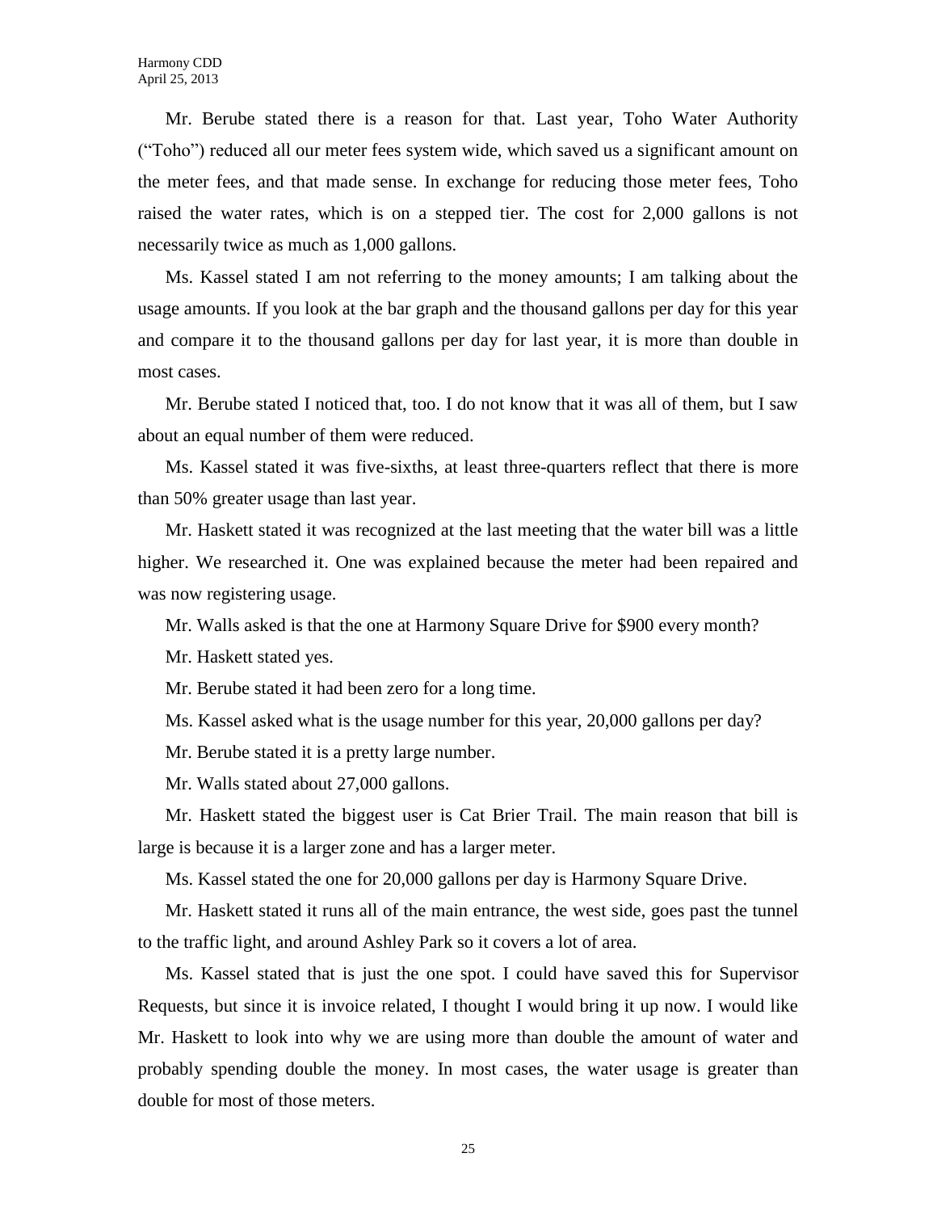Mr. Berube stated there is a reason for that. Last year, Toho Water Authority ("Toho") reduced all our meter fees system wide, which saved us a significant amount on the meter fees, and that made sense. In exchange for reducing those meter fees, Toho raised the water rates, which is on a stepped tier. The cost for 2,000 gallons is not necessarily twice as much as 1,000 gallons.

Ms. Kassel stated I am not referring to the money amounts; I am talking about the usage amounts. If you look at the bar graph and the thousand gallons per day for this year and compare it to the thousand gallons per day for last year, it is more than double in most cases.

Mr. Berube stated I noticed that, too. I do not know that it was all of them, but I saw about an equal number of them were reduced.

Ms. Kassel stated it was five-sixths, at least three-quarters reflect that there is more than 50% greater usage than last year.

Mr. Haskett stated it was recognized at the last meeting that the water bill was a little higher. We researched it. One was explained because the meter had been repaired and was now registering usage.

Mr. Walls asked is that the one at Harmony Square Drive for $900 every month?

Mr. Haskett stated yes.

Mr. Berube stated it had been zero for a long time.

Ms. Kassel asked what is the usage number for this year, 20,000 gallons per day?

Mr. Berube stated it is a pretty large number.

Mr. Walls stated about 27,000 gallons.

Mr. Haskett stated the biggest user is Cat Brier Trail. The main reason that bill is large is because it is a larger zone and has a larger meter.

Ms. Kassel stated the one for 20,000 gallons per day is Harmony Square Drive.

Mr. Haskett stated it runs all of the main entrance, the west side, goes past the tunnel to the traffic light, and around Ashley Park so it covers a lot of area.

Ms. Kassel stated that is just the one spot. I could have saved this for Supervisor Requests, but since it is invoice related, I thought I would bring it up now. I would like Mr. Haskett to look into why we are using more than double the amount of water and probably spending double the money. In most cases, the water usage is greater than double for most of those meters.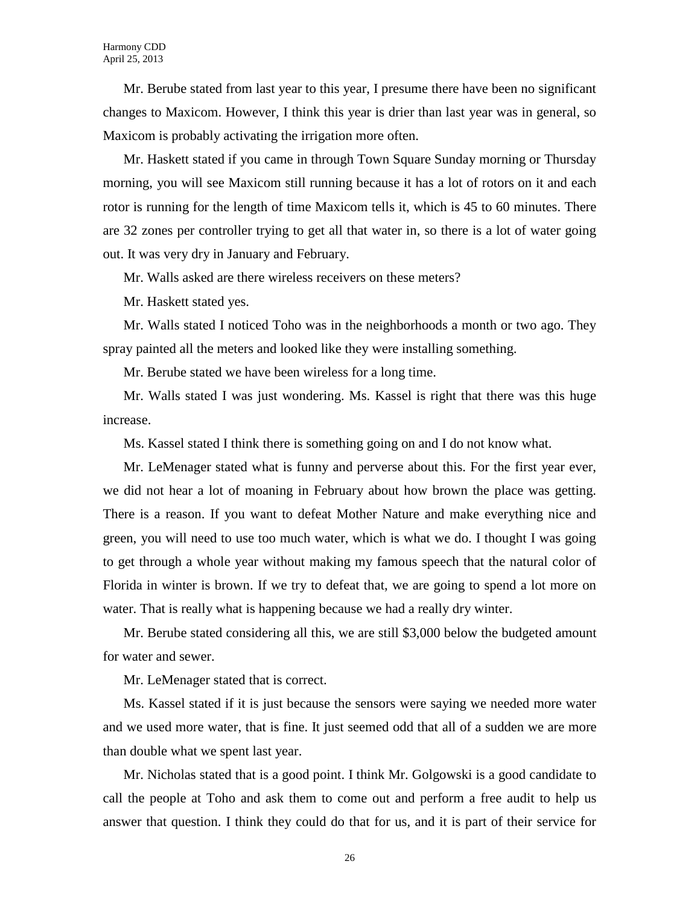Mr. Berube stated from last year to this year, I presume there have been no significant changes to Maxicom. However, I think this year is drier than last year was in general, so Maxicom is probably activating the irrigation more often.

Mr. Haskett stated if you came in through Town Square Sunday morning or Thursday morning, you will see Maxicom still running because it has a lot of rotors on it and each rotor is running for the length of time Maxicom tells it, which is 45 to 60 minutes. There are 32 zones per controller trying to get all that water in, so there is a lot of water going out. It was very dry in January and February.

Mr. Walls asked are there wireless receivers on these meters?

Mr. Haskett stated yes.

Mr. Walls stated I noticed Toho was in the neighborhoods a month or two ago. They spray painted all the meters and looked like they were installing something.

Mr. Berube stated we have been wireless for a long time.

Mr. Walls stated I was just wondering. Ms. Kassel is right that there was this huge increase.

Ms. Kassel stated I think there is something going on and I do not know what.

Mr. LeMenager stated what is funny and perverse about this. For the first year ever, we did not hear a lot of moaning in February about how brown the place was getting. There is a reason. If you want to defeat Mother Nature and make everything nice and green, you will need to use too much water, which is what we do. I thought I was going to get through a whole year without making my famous speech that the natural color of Florida in winter is brown. If we try to defeat that, we are going to spend a lot more on water. That is really what is happening because we had a really dry winter.

Mr. Berube stated considering all this, we are still $3,000 below the budgeted amount for water and sewer.

Mr. LeMenager stated that is correct.

Ms. Kassel stated if it is just because the sensors were saying we needed more water and we used more water, that is fine. It just seemed odd that all of a sudden we are more than double what we spent last year.

Mr. Nicholas stated that is a good point. I think Mr. Golgowski is a good candidate to call the people at Toho and ask them to come out and perform a free audit to help us answer that question. I think they could do that for us, and it is part of their service for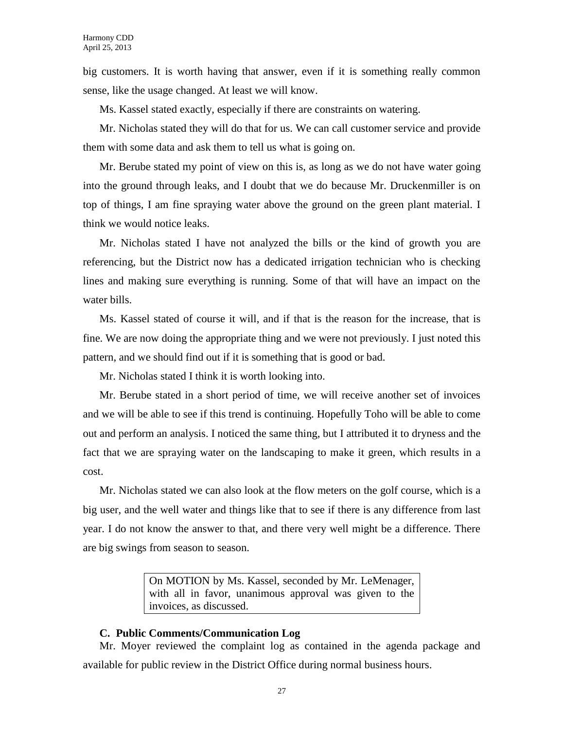big customers. It is worth having that answer, even if it is something really common sense, like the usage changed. At least we will know.

Ms. Kassel stated exactly, especially if there are constraints on watering.

Mr. Nicholas stated they will do that for us. We can call customer service and provide them with some data and ask them to tell us what is going on.

Mr. Berube stated my point of view on this is, as long as we do not have water going into the ground through leaks, and I doubt that we do because Mr. Druckenmiller is on top of things, I am fine spraying water above the ground on the green plant material. I think we would notice leaks.

Mr. Nicholas stated I have not analyzed the bills or the kind of growth you are referencing, but the District now has a dedicated irrigation technician who is checking lines and making sure everything is running. Some of that will have an impact on the water bills.

Ms. Kassel stated of course it will, and if that is the reason for the increase, that is fine. We are now doing the appropriate thing and we were not previously. I just noted this pattern, and we should find out if it is something that is good or bad.

Mr. Nicholas stated I think it is worth looking into.

Mr. Berube stated in a short period of time, we will receive another set of invoices and we will be able to see if this trend is continuing. Hopefully Toho will be able to come out and perform an analysis. I noticed the same thing, but I attributed it to dryness and the fact that we are spraying water on the landscaping to make it green, which results in a cost.

Mr. Nicholas stated we can also look at the flow meters on the golf course, which is a big user, and the well water and things like that to see if there is any difference from last year. I do not know the answer to that, and there very well might be a difference. There are big swings from season to season.

> On MOTION by Ms. Kassel, seconded by Mr. LeMenager, with all in favor, unanimous approval was given to the invoices, as discussed.

**C. Public Comments/Communication Log**

Mr. Moyer reviewed the complaint log as contained in the agenda package and available for public review in the District Office during normal business hours.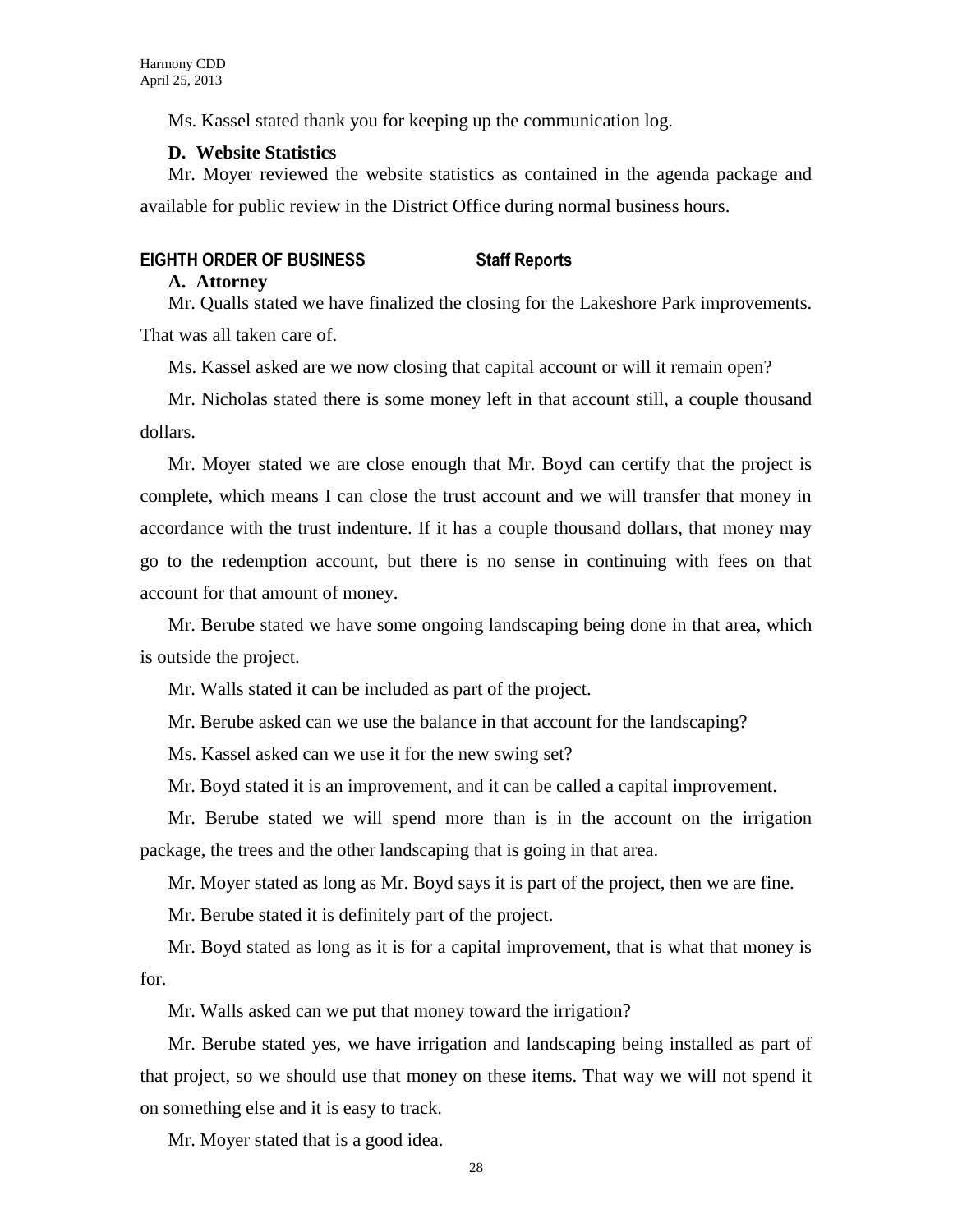Ms. Kassel stated thank you for keeping up the communication log.

**D. Website Statistics**

Mr. Moyer reviewed the website statistics as contained in the agenda package and available for public review in the District Office during normal business hours.

## EIGHTH ORDER OF BUSINESS Staff Reports

**A. Attorney**

Mr. Qualls stated we have finalized the closing for the Lakeshore Park improvements. That was all taken care of.

Ms. Kassel asked are we now closing that capital account or will it remain open?

Mr. Nicholas stated there is some money left in that account still, a couple thousand dollars.

Mr. Moyer stated we are close enough that Mr. Boyd can certify that the project is complete, which means I can close the trust account and we will transfer that money in accordance with the trust indenture. If it has a couple thousand dollars, that money may go to the redemption account, but there is no sense in continuing with fees on that account for that amount of money.

Mr. Berube stated we have some ongoing landscaping being done in that area, which is outside the project.

Mr. Walls stated it can be included as part of the project.

Mr. Berube asked can we use the balance in that account for the landscaping?

Ms. Kassel asked can we use it for the new swing set?

Mr. Boyd stated it is an improvement, and it can be called a capital improvement.

Mr. Berube stated we will spend more than is in the account on the irrigation package, the trees and the other landscaping that is going in that area.

Mr. Moyer stated as long as Mr. Boyd says it is part of the project, then we are fine.

Mr. Berube stated it is definitely part of the project.

Mr. Boyd stated as long as it is for a capital improvement, that is what that money is for.

Mr. Walls asked can we put that money toward the irrigation?

Mr. Berube stated yes, we have irrigation and landscaping being installed as part of that project, so we should use that money on these items. That way we will not spend it on something else and it is easy to track.

Mr. Moyer stated that is a good idea.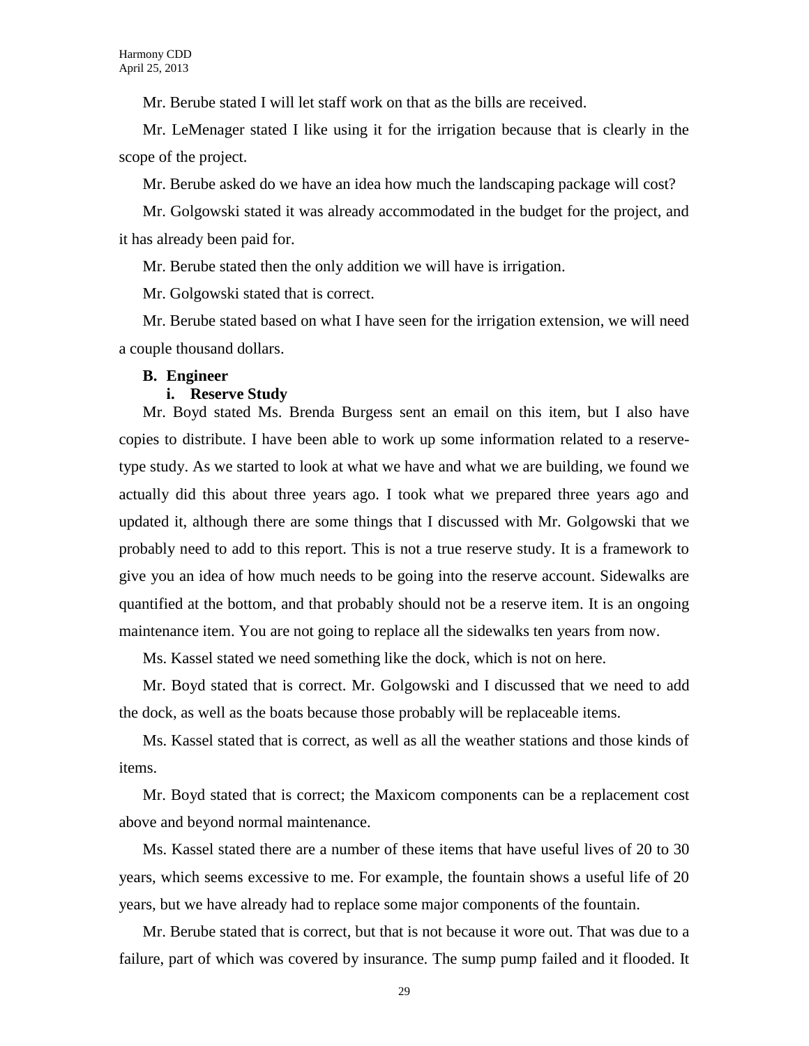Mr. Berube stated I will let staff work on that as the bills are received.

Mr. LeMenager stated I like using it for the irrigation because that is clearly in the scope of the project.

Mr. Berube asked do we have an idea how much the landscaping package will cost?

Mr. Golgowski stated it was already accommodated in the budget for the project, and it has already been paid for.

Mr. Berube stated then the only addition we will have is irrigation.

Mr. Golgowski stated that is correct.

Mr. Berube stated based on what I have seen for the irrigation extension, we will need a couple thousand dollars.

**B. Engineer**

**i. Reserve Study**

Mr. Boyd stated Ms. Brenda Burgess sent an email on this item, but I also have copies to distribute. I have been able to work up some information related to a reserve-type study. As we started to look at what we have and what we are building, we found we actually did this about three years ago. I took what we prepared three years ago and updated it, although there are some things that I discussed with Mr. Golgowski that we probably need to add to this report. This is not a true reserve study. It is a framework to give you an idea of how much needs to be going into the reserve account. Sidewalks are quantified at the bottom, and that probably should not be a reserve item. It is an ongoing maintenance item. You are not going to replace all the sidewalks ten years from now.

Ms. Kassel stated we need something like the dock, which is not on here.

Mr. Boyd stated that is correct. Mr. Golgowski and I discussed that we need to add the dock, as well as the boats because those probably will be replaceable items.

Ms. Kassel stated that is correct, as well as all the weather stations and those kinds of items.

Mr. Boyd stated that is correct; the Maxicom components can be a replacement cost above and beyond normal maintenance.

Ms. Kassel stated there are a number of these items that have useful lives of 20 to 30 years, which seems excessive to me. For example, the fountain shows a useful life of 20 years, but we have already had to replace some major components of the fountain.

Mr. Berube stated that is correct, but that is not because it wore out. That was due to a failure, part of which was covered by insurance. The sump pump failed and it flooded. It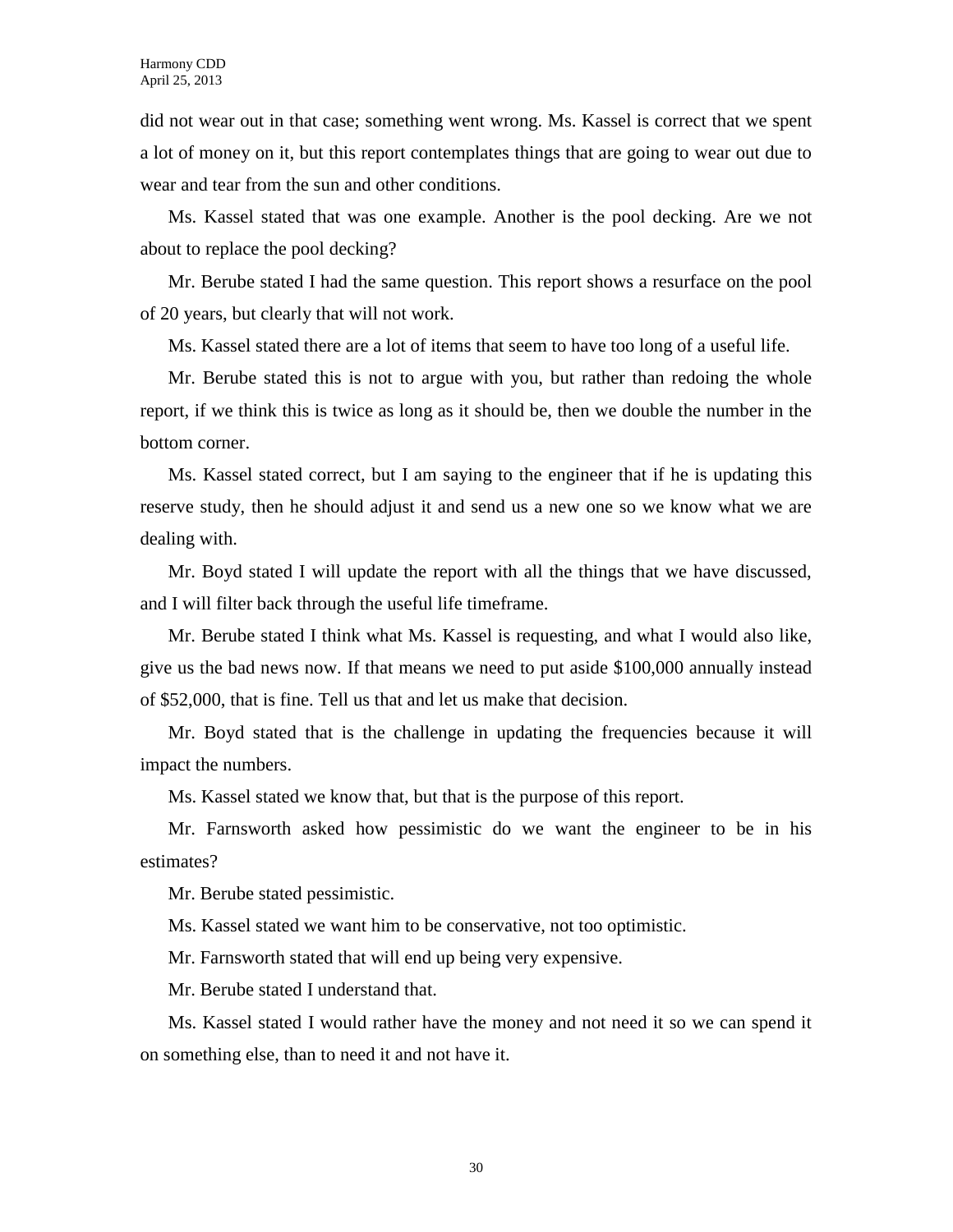did not wear out in that case; something went wrong. Ms. Kassel is correct that we spent a lot of money on it, but this report contemplates things that are going to wear out due to wear and tear from the sun and other conditions.

Ms. Kassel stated that was one example. Another is the pool decking. Are we not about to replace the pool decking?

Mr. Berube stated I had the same question. This report shows a resurface on the pool of 20 years, but clearly that will not work.

Ms. Kassel stated there are a lot of items that seem to have too long of a useful life.

Mr. Berube stated this is not to argue with you, but rather than redoing the whole report, if we think this is twice as long as it should be, then we double the number in the bottom corner.

Ms. Kassel stated correct, but I am saying to the engineer that if he is updating this reserve study, then he should adjust it and send us a new one so we know what we are dealing with.

Mr. Boyd stated I will update the report with all the things that we have discussed, and I will filter back through the useful life timeframe.

Mr. Berube stated I think what Ms. Kassel is requesting, and what I would also like, give us the bad news now. If that means we need to put aside $100,000 annually instead of $52,000, that is fine. Tell us that and let us make that decision.

Mr. Boyd stated that is the challenge in updating the frequencies because it will impact the numbers.

Ms. Kassel stated we know that, but that is the purpose of this report.

Mr. Farnsworth asked how pessimistic do we want the engineer to be in his estimates?

Mr. Berube stated pessimistic.

Ms. Kassel stated we want him to be conservative, not too optimistic.

Mr. Farnsworth stated that will end up being very expensive.

Mr. Berube stated I understand that.

Ms. Kassel stated I would rather have the money and not need it so we can spend it on something else, than to need it and not have it.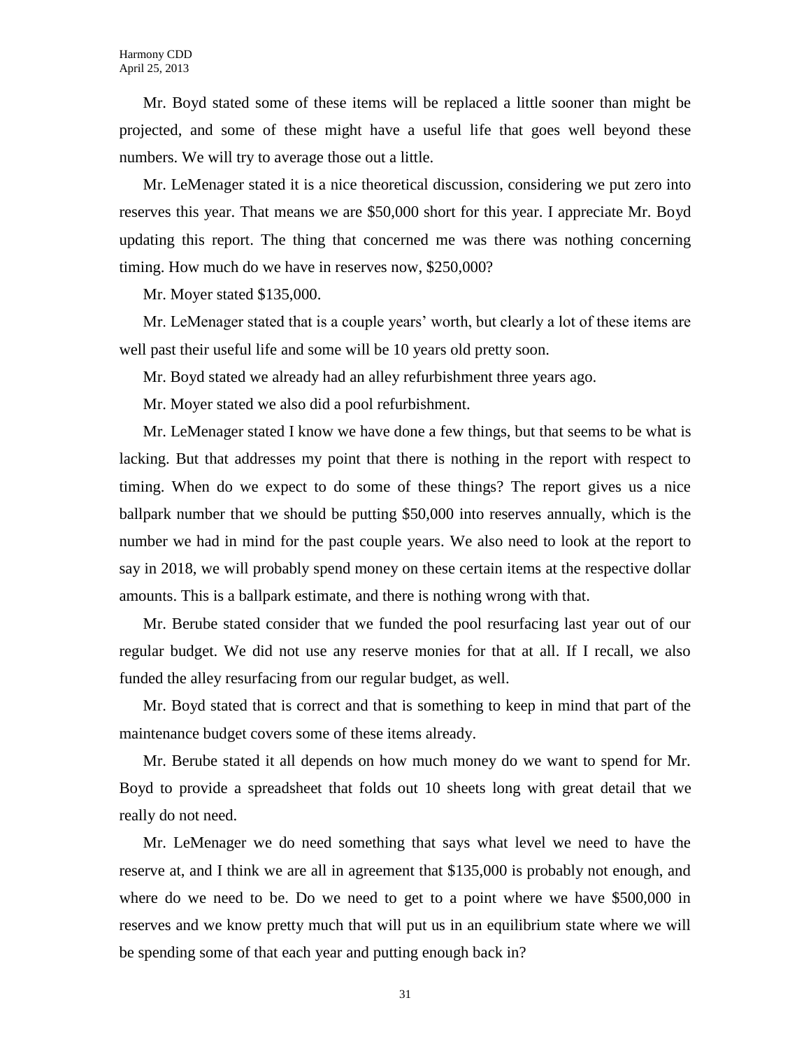Mr. Boyd stated some of these items will be replaced a little sooner than might be projected, and some of these might have a useful life that goes well beyond these numbers. We will try to average those out a little.

Mr. LeMenager stated it is a nice theoretical discussion, considering we put zero into reserves this year. That means we are $50,000 short for this year. I appreciate Mr. Boyd updating this report. The thing that concerned me was there was nothing concerning timing. How much do we have in reserves now, $250,000?

Mr. Moyer stated $135,000.

Mr. LeMenager stated that is a couple years' worth, but clearly a lot of these items are well past their useful life and some will be 10 years old pretty soon.

Mr. Boyd stated we already had an alley refurbishment three years ago.

Mr. Moyer stated we also did a pool refurbishment.

Mr. LeMenager stated I know we have done a few things, but that seems to be what is lacking. But that addresses my point that there is nothing in the report with respect to timing. When do we expect to do some of these things? The report gives us a nice ballpark number that we should be putting $50,000 into reserves annually, which is the number we had in mind for the past couple years. We also need to look at the report to say in 2018, we will probably spend money on these certain items at the respective dollar amounts. This is a ballpark estimate, and there is nothing wrong with that.

Mr. Berube stated consider that we funded the pool resurfacing last year out of our regular budget. We did not use any reserve monies for that at all. If I recall, we also funded the alley resurfacing from our regular budget, as well.

Mr. Boyd stated that is correct and that is something to keep in mind that part of the maintenance budget covers some of these items already.

Mr. Berube stated it all depends on how much money do we want to spend for Mr. Boyd to provide a spreadsheet that folds out 10 sheets long with great detail that we really do not need.

Mr. LeMenager we do need something that says what level we need to have the reserve at, and I think we are all in agreement that $135,000 is probably not enough, and where do we need to be. Do we need to get to a point where we have $500,000 in reserves and we know pretty much that will put us in an equilibrium state where we will be spending some of that each year and putting enough back in?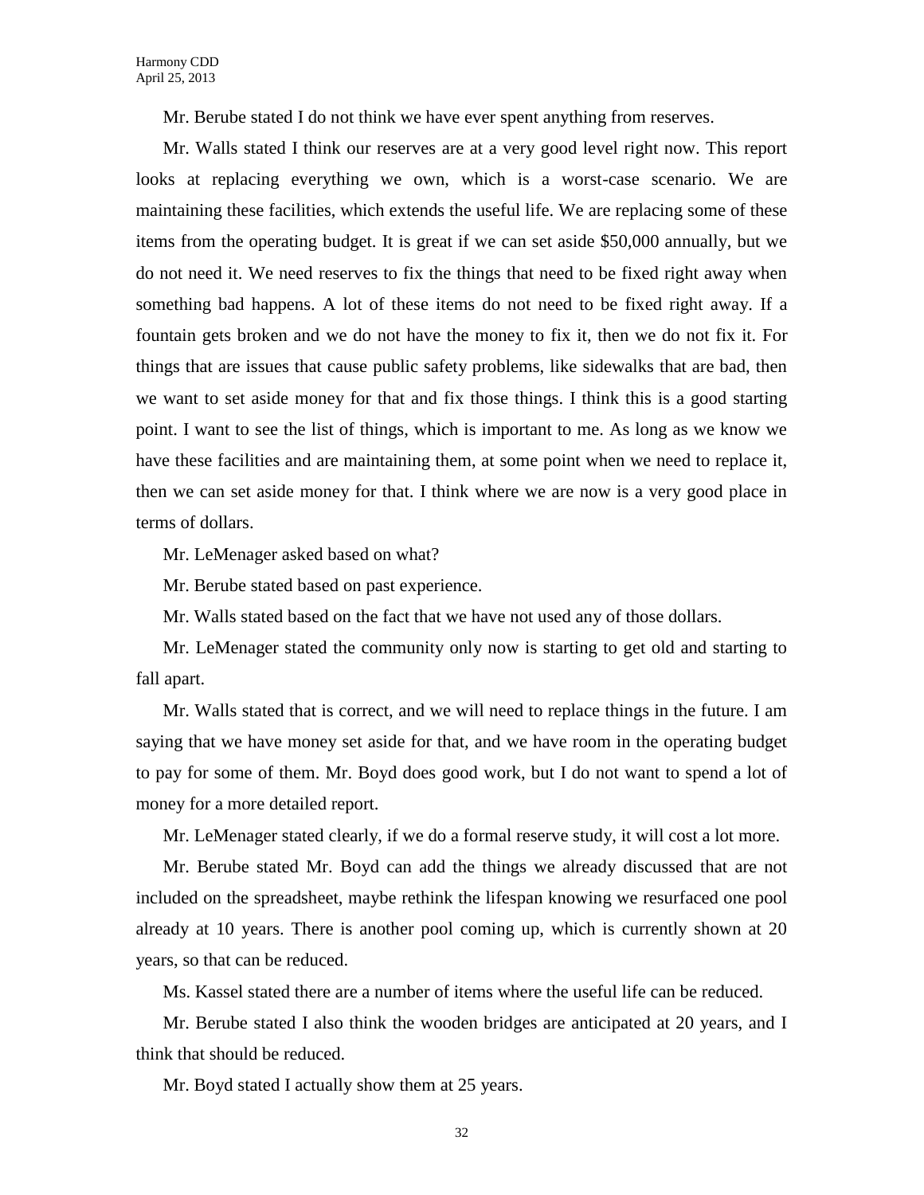Mr. Berube stated I do not think we have ever spent anything from reserves.

Mr. Walls stated I think our reserves are at a very good level right now. This report looks at replacing everything we own, which is a worst-case scenario. We are maintaining these facilities, which extends the useful life. We are replacing some of these items from the operating budget. It is great if we can set aside $50,000 annually, but we do not need it. We need reserves to fix the things that need to be fixed right away when something bad happens. A lot of these items do not need to be fixed right away. If a fountain gets broken and we do not have the money to fix it, then we do not fix it. For things that are issues that cause public safety problems, like sidewalks that are bad, then we want to set aside money for that and fix those things. I think this is a good starting point. I want to see the list of things, which is important to me. As long as we know we have these facilities and are maintaining them, at some point when we need to replace it, then we can set aside money for that. I think where we are now is a very good place in terms of dollars.

Mr. LeMenager asked based on what?

Mr. Berube stated based on past experience.

Mr. Walls stated based on the fact that we have not used any of those dollars.

Mr. LeMenager stated the community only now is starting to get old and starting to fall apart.

Mr. Walls stated that is correct, and we will need to replace things in the future. I am saying that we have money set aside for that, and we have room in the operating budget to pay for some of them. Mr. Boyd does good work, but I do not want to spend a lot of money for a more detailed report.

Mr. LeMenager stated clearly, if we do a formal reserve study, it will cost a lot more.

Mr. Berube stated Mr. Boyd can add the things we already discussed that are not included on the spreadsheet, maybe rethink the lifespan knowing we resurfaced one pool already at 10 years. There is another pool coming up, which is currently shown at 20 years, so that can be reduced.

Ms. Kassel stated there are a number of items where the useful life can be reduced.

Mr. Berube stated I also think the wooden bridges are anticipated at 20 years, and I think that should be reduced.

Mr. Boyd stated I actually show them at 25 years.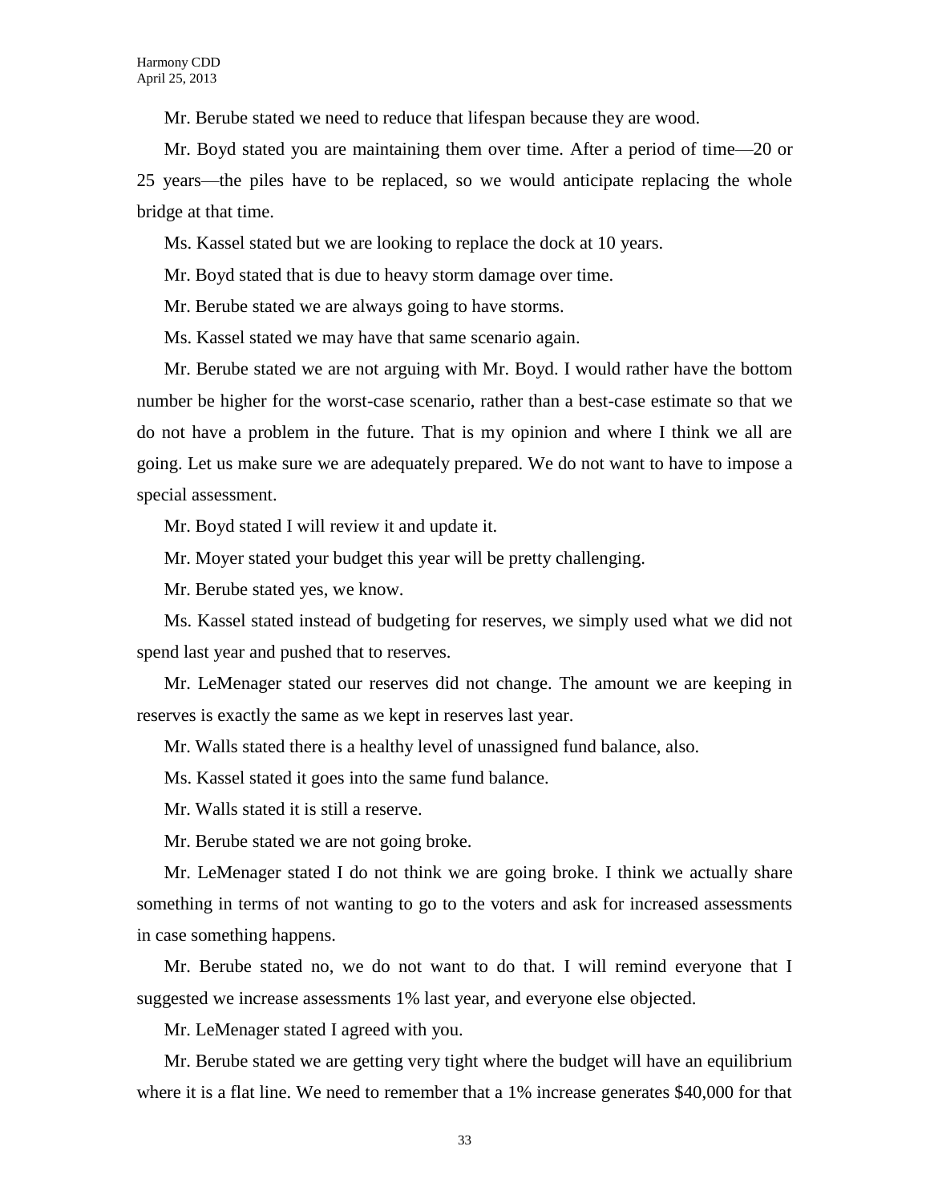Mr. Berube stated we need to reduce that lifespan because they are wood.

Mr. Boyd stated you are maintaining them over time. After a period of time—20 or 25 years—the piles have to be replaced, so we would anticipate replacing the whole bridge at that time.

Ms. Kassel stated but we are looking to replace the dock at 10 years.

Mr. Boyd stated that is due to heavy storm damage over time.

Mr. Berube stated we are always going to have storms.

Ms. Kassel stated we may have that same scenario again.

Mr. Berube stated we are not arguing with Mr. Boyd. I would rather have the bottom number be higher for the worst-case scenario, rather than a best-case estimate so that we do not have a problem in the future. That is my opinion and where I think we all are going. Let us make sure we are adequately prepared. We do not want to have to impose a special assessment.

Mr. Boyd stated I will review it and update it.

Mr. Moyer stated your budget this year will be pretty challenging.

Mr. Berube stated yes, we know.

Ms. Kassel stated instead of budgeting for reserves, we simply used what we did not spend last year and pushed that to reserves.

Mr. LeMenager stated our reserves did not change. The amount we are keeping in reserves is exactly the same as we kept in reserves last year.

Mr. Walls stated there is a healthy level of unassigned fund balance, also.

Ms. Kassel stated it goes into the same fund balance.

Mr. Walls stated it is still a reserve.

Mr. Berube stated we are not going broke.

Mr. LeMenager stated I do not think we are going broke. I think we actually share something in terms of not wanting to go to the voters and ask for increased assessments in case something happens.

Mr. Berube stated no, we do not want to do that. I will remind everyone that I suggested we increase assessments 1% last year, and everyone else objected.

Mr. LeMenager stated I agreed with you.

Mr. Berube stated we are getting very tight where the budget will have an equilibrium where it is a flat line. We need to remember that a 1% increase generates $40,000 for that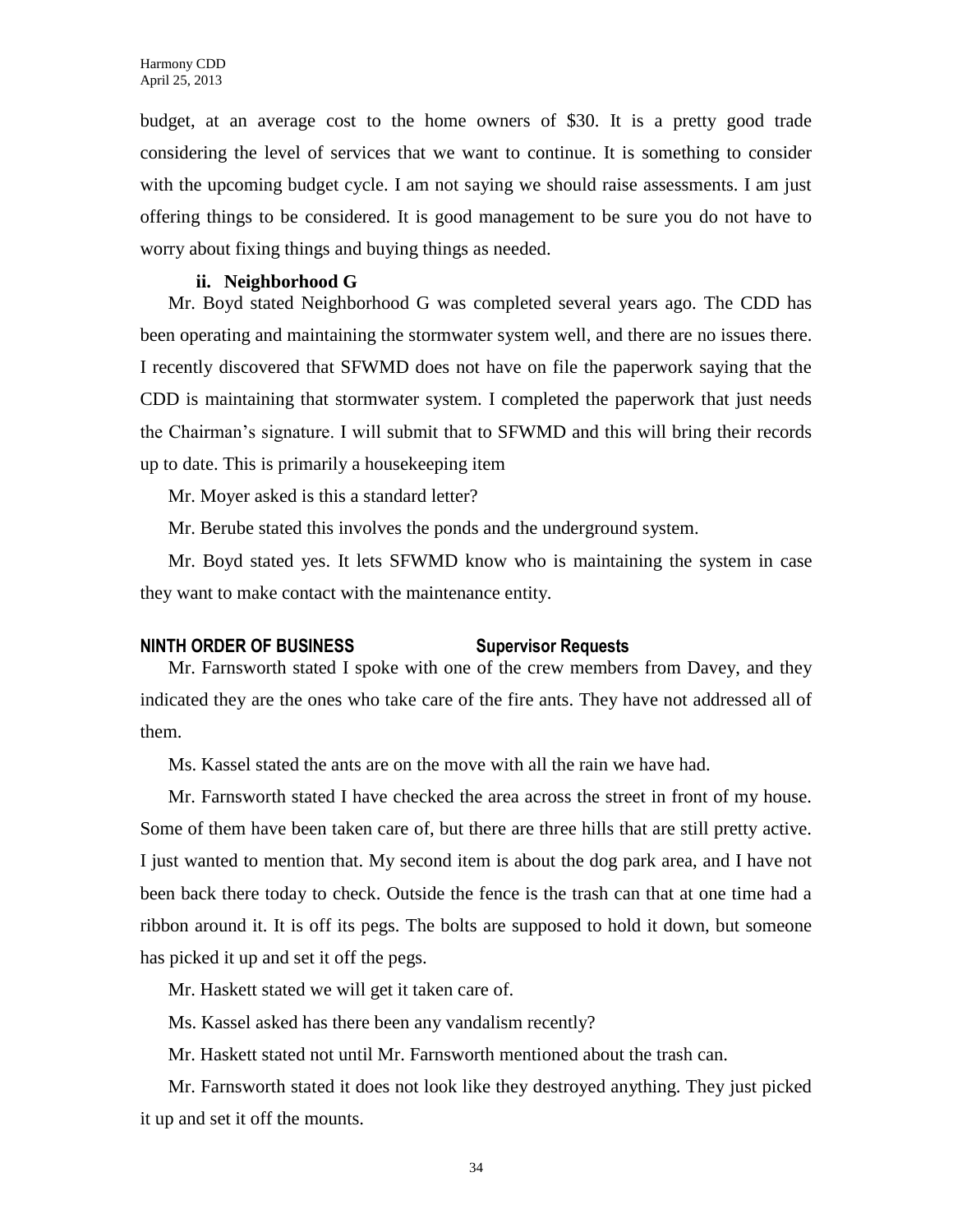budget, at an average cost to the home owners of $30. It is a pretty good trade considering the level of services that we want to continue. It is something to consider with the upcoming budget cycle. I am not saying we should raise assessments. I am just offering things to be considered. It is good management to be sure you do not have to worry about fixing things and buying things as needed.

**ii. Neighborhood G**

Mr. Boyd stated Neighborhood G was completed several years ago. The CDD has been operating and maintaining the stormwater system well, and there are no issues there. I recently discovered that SFWMD does not have on file the paperwork saying that the CDD is maintaining that stormwater system. I completed the paperwork that just needs the Chairman's signature. I will submit that to SFWMD and this will bring their records up to date. This is primarily a housekeeping item

Mr. Moyer asked is this a standard letter?

Mr. Berube stated this involves the ponds and the underground system.

Mr. Boyd stated yes. It lets SFWMD know who is maintaining the system in case they want to make contact with the maintenance entity.

**NINTH ORDER OF BUSINESS Supervisor Requests**

Mr. Farnsworth stated I spoke with one of the crew members from Davey, and they indicated they are the ones who take care of the fire ants. They have not addressed all of them.

Ms. Kassel stated the ants are on the move with all the rain we have had.

Mr. Farnsworth stated I have checked the area across the street in front of my house. Some of them have been taken care of, but there are three hills that are still pretty active. I just wanted to mention that. My second item is about the dog park area, and I have not been back there today to check. Outside the fence is the trash can that at one time had a ribbon around it. It is off its pegs. The bolts are supposed to hold it down, but someone has picked it up and set it off the pegs.

Mr. Haskett stated we will get it taken care of.

Ms. Kassel asked has there been any vandalism recently?

Mr. Haskett stated not until Mr. Farnsworth mentioned about the trash can.

Mr. Farnsworth stated it does not look like they destroyed anything. They just picked it up and set it off the mounts.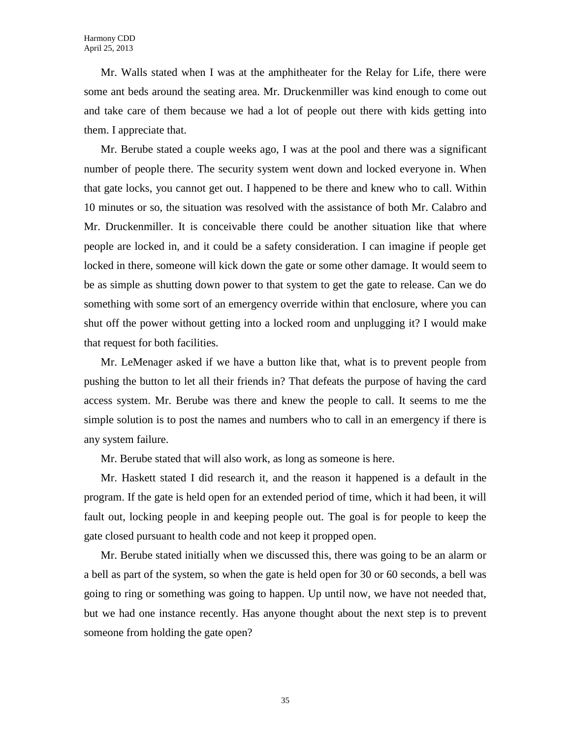Mr. Walls stated when I was at the amphitheater for the Relay for Life, there were some ant beds around the seating area. Mr. Druckenmiller was kind enough to come out and take care of them because we had a lot of people out there with kids getting into them. I appreciate that.

Mr. Berube stated a couple weeks ago, I was at the pool and there was a significant number of people there. The security system went down and locked everyone in. When that gate locks, you cannot get out. I happened to be there and knew who to call. Within 10 minutes or so, the situation was resolved with the assistance of both Mr. Calabro and Mr. Druckenmiller. It is conceivable there could be another situation like that where people are locked in, and it could be a safety consideration. I can imagine if people get locked in there, someone will kick down the gate or some other damage. It would seem to be as simple as shutting down power to that system to get the gate to release. Can we do something with some sort of an emergency override within that enclosure, where you can shut off the power without getting into a locked room and unplugging it? I would make that request for both facilities.

Mr. LeMenager asked if we have a button like that, what is to prevent people from pushing the button to let all their friends in? That defeats the purpose of having the card access system. Mr. Berube was there and knew the people to call. It seems to me the simple solution is to post the names and numbers who to call in an emergency if there is any system failure.

Mr. Berube stated that will also work, as long as someone is here.

Mr. Haskett stated I did research it, and the reason it happened is a default in the program. If the gate is held open for an extended period of time, which it had been, it will fault out, locking people in and keeping people out. The goal is for people to keep the gate closed pursuant to health code and not keep it propped open.

Mr. Berube stated initially when we discussed this, there was going to be an alarm or a bell as part of the system, so when the gate is held open for 30 or 60 seconds, a bell was going to ring or something was going to happen. Up until now, we have not needed that, but we had one instance recently. Has anyone thought about the next step is to prevent someone from holding the gate open?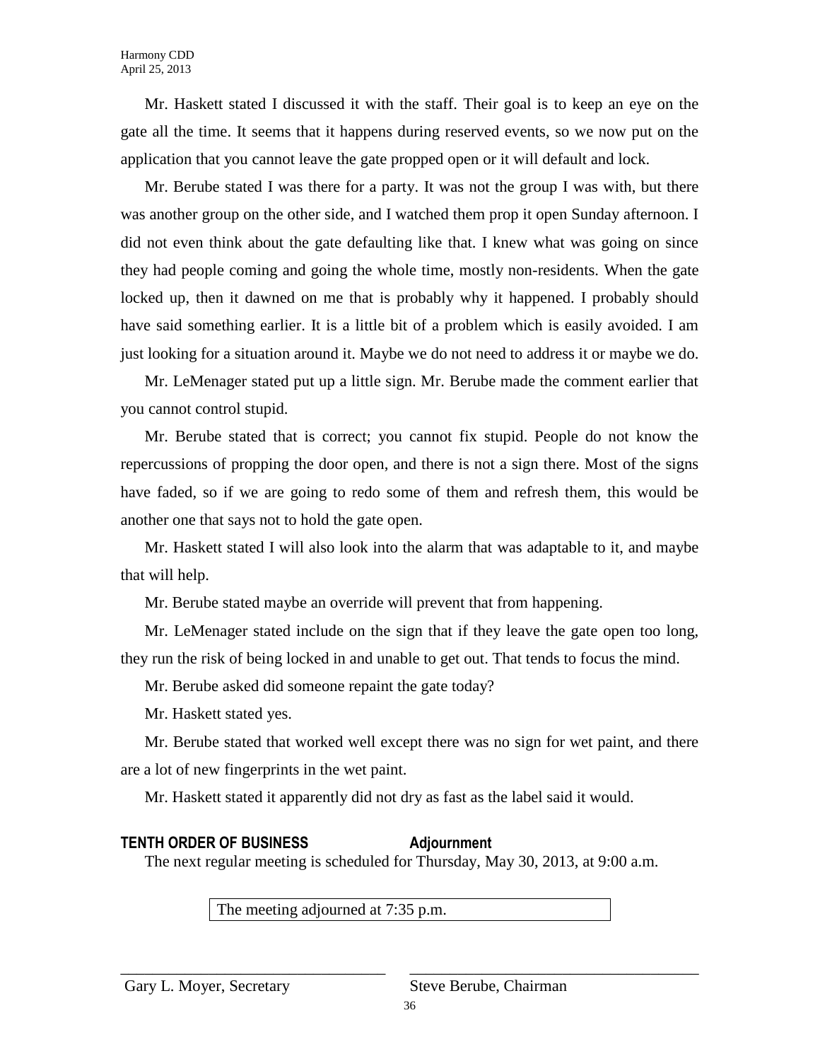Mr. Haskett stated I discussed it with the staff. Their goal is to keep an eye on the gate all the time. It seems that it happens during reserved events, so we now put on the application that you cannot leave the gate propped open or it will default and lock.

Mr. Berube stated I was there for a party. It was not the group I was with, but there was another group on the other side, and I watched them prop it open Sunday afternoon. I did not even think about the gate defaulting like that. I knew what was going on since they had people coming and going the whole time, mostly non-residents. When the gate locked up, then it dawned on me that is probably why it happened. I probably should have said something earlier. It is a little bit of a problem which is easily avoided. I am just looking for a situation around it. Maybe we do not need to address it or maybe we do.

Mr. LeMenager stated put up a little sign. Mr. Berube made the comment earlier that you cannot control stupid.

Mr. Berube stated that is correct; you cannot fix stupid. People do not know the repercussions of propping the door open, and there is not a sign there. Most of the signs have faded, so if we are going to redo some of them and refresh them, this would be another one that says not to hold the gate open.

Mr. Haskett stated I will also look into the alarm that was adaptable to it, and maybe that will help.

Mr. Berube stated maybe an override will prevent that from happening.

Mr. LeMenager stated include on the sign that if they leave the gate open too long, they run the risk of being locked in and unable to get out. That tends to focus the mind.

Mr. Berube asked did someone repaint the gate today?

Mr. Haskett stated yes.

Mr. Berube stated that worked well except there was no sign for wet paint, and there are a lot of new fingerprints in the wet paint.

Mr. Haskett stated it apparently did not dry as fast as the label said it would.

## TENTH ORDER OF BUSINESS — Adjournment

The next regular meeting is scheduled for Thursday, May 30, 2013, at 9:00 a.m.

The meeting adjourned at 7:35 p.m.

___________________________________ ___________________________________

Gary L. Moyer, Secretary — Steve Berube, Chairman